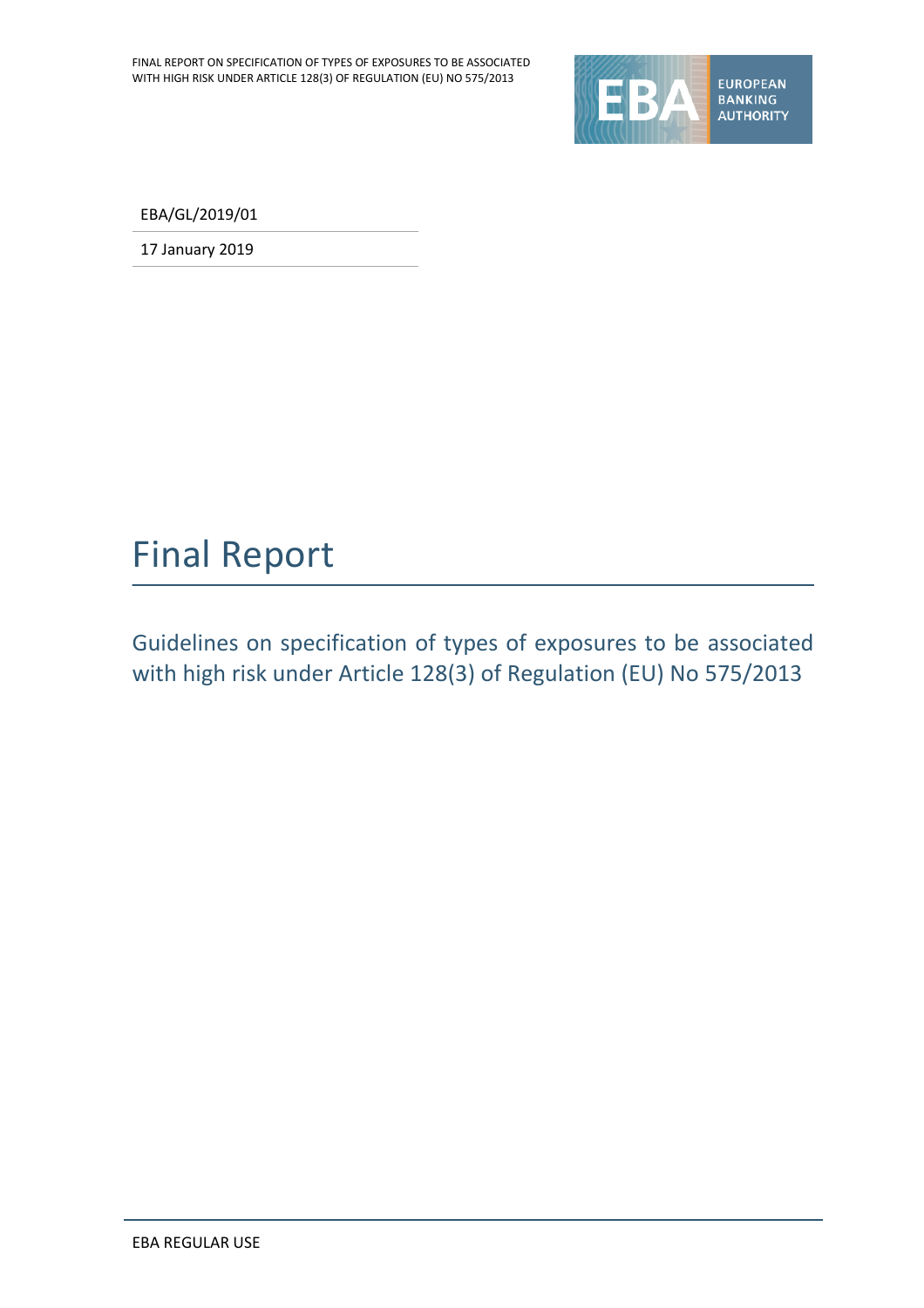EBA/GL/2019/01

17 January 2019

# Final Report

## Guidelines on specification of types of exposures to be associated with high risk under Article 128(3) of Regulation (EU) No 575/2013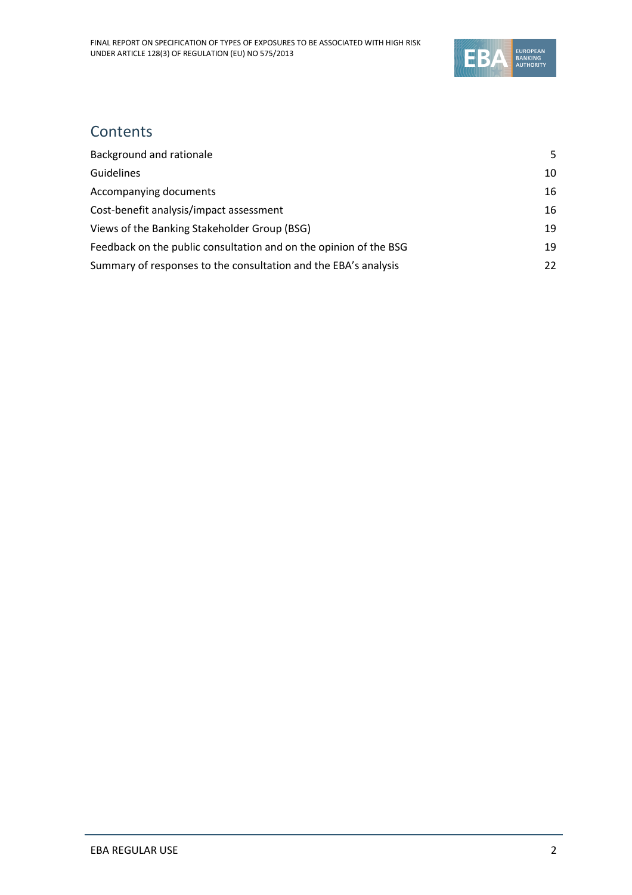## Contents

| | |
|---|---|
| Background and rationale | 5 |
| Guidelines | 10 |
| Accompanying documents | 16 |
| Cost-benefit analysis/impact assessment | 16 |
| Views of the Banking Stakeholder Group (BSG) | 19 |
| Feedback on the public consultation and on the opinion of the BSG | 19 |
| Summary of responses to the consultation and the EBA's analysis | 22 |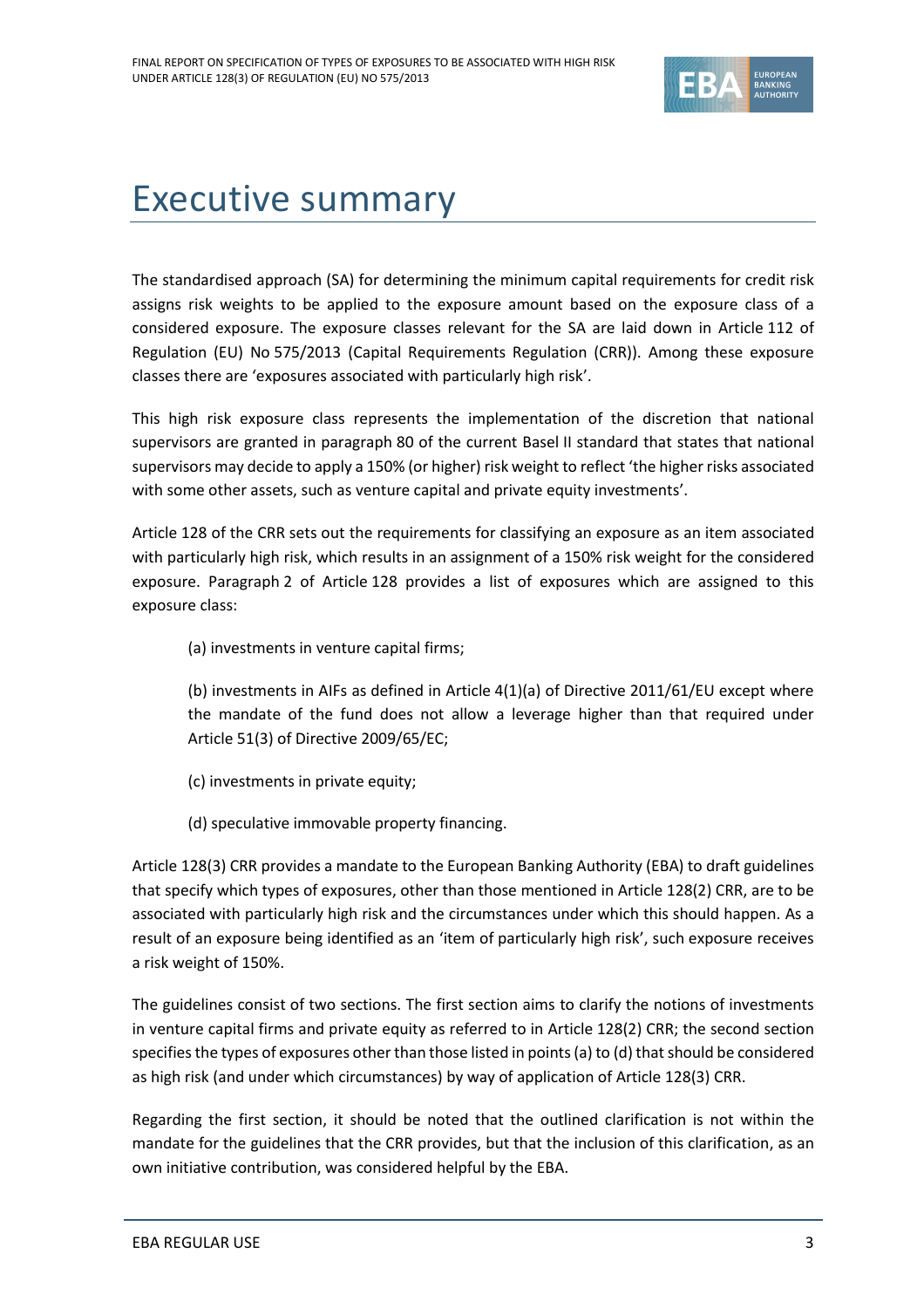# Executive summary

The standardised approach (SA) for determining the minimum capital requirements for credit risk assigns risk weights to be applied to the exposure amount based on the exposure class of a considered exposure. The exposure classes relevant for the SA are laid down in Article 112 of Regulation (EU) No 575/2013 (Capital Requirements Regulation (CRR)). Among these exposure classes there are 'exposures associated with particularly high risk'.

This high risk exposure class represents the implementation of the discretion that national supervisors are granted in paragraph 80 of the current Basel II standard that states that national supervisors may decide to apply a 150% (or higher) risk weight to reflect 'the higher risks associated with some other assets, such as venture capital and private equity investments'.

Article 128 of the CRR sets out the requirements for classifying an exposure as an item associated with particularly high risk, which results in an assignment of a 150% risk weight for the considered exposure. Paragraph 2 of Article 128 provides a list of exposures which are assigned to this exposure class:

(a) investments in venture capital firms;

(b) investments in AIFs as defined in Article 4(1)(a) of Directive 2011/61/EU except where the mandate of the fund does not allow a leverage higher than that required under Article 51(3) of Directive 2009/65/EC;

(c) investments in private equity;

(d) speculative immovable property financing.

Article 128(3) CRR provides a mandate to the European Banking Authority (EBA) to draft guidelines that specify which types of exposures, other than those mentioned in Article 128(2) CRR, are to be associated with particularly high risk and the circumstances under which this should happen. As a result of an exposure being identified as an 'item of particularly high risk', such exposure receives a risk weight of 150%.

The guidelines consist of two sections. The first section aims to clarify the notions of investments in venture capital firms and private equity as referred to in Article 128(2) CRR; the second section specifies the types of exposures other than those listed in points (a) to (d) that should be considered as high risk (and under which circumstances) by way of application of Article 128(3) CRR.

Regarding the first section, it should be noted that the outlined clarification is not within the mandate for the guidelines that the CRR provides, but that the inclusion of this clarification, as an own initiative contribution, was considered helpful by the EBA.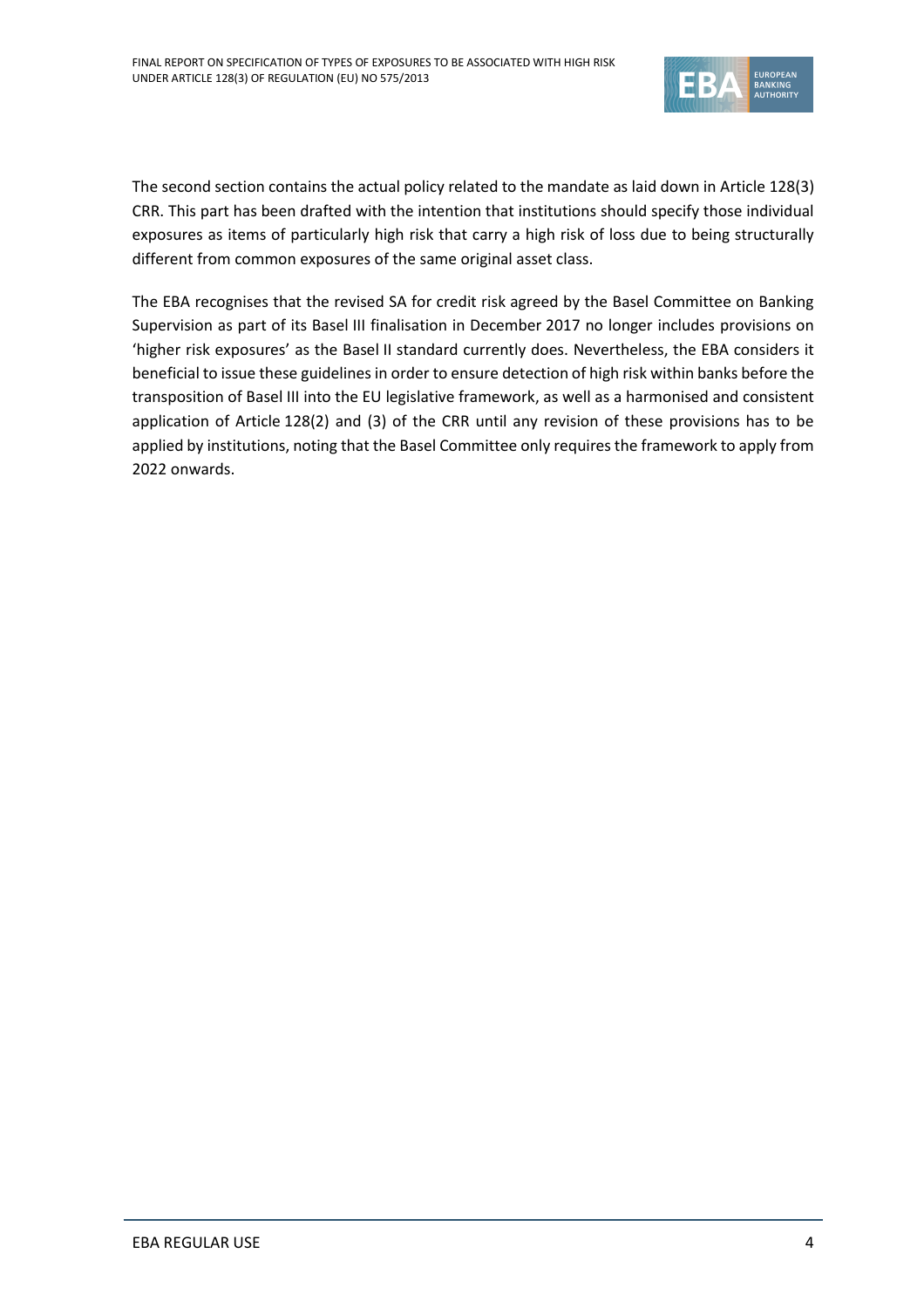The second section contains the actual policy related to the mandate as laid down in Article 128(3) CRR. This part has been drafted with the intention that institutions should specify those individual exposures as items of particularly high risk that carry a high risk of loss due to being structurally different from common exposures of the same original asset class.

The EBA recognises that the revised SA for credit risk agreed by the Basel Committee on Banking Supervision as part of its Basel III finalisation in December 2017 no longer includes provisions on 'higher risk exposures' as the Basel II standard currently does. Nevertheless, the EBA considers it beneficial to issue these guidelines in order to ensure detection of high risk within banks before the transposition of Basel III into the EU legislative framework, as well as a harmonised and consistent application of Article 128(2) and (3) of the CRR until any revision of these provisions has to be applied by institutions, noting that the Basel Committee only requires the framework to apply from 2022 onwards.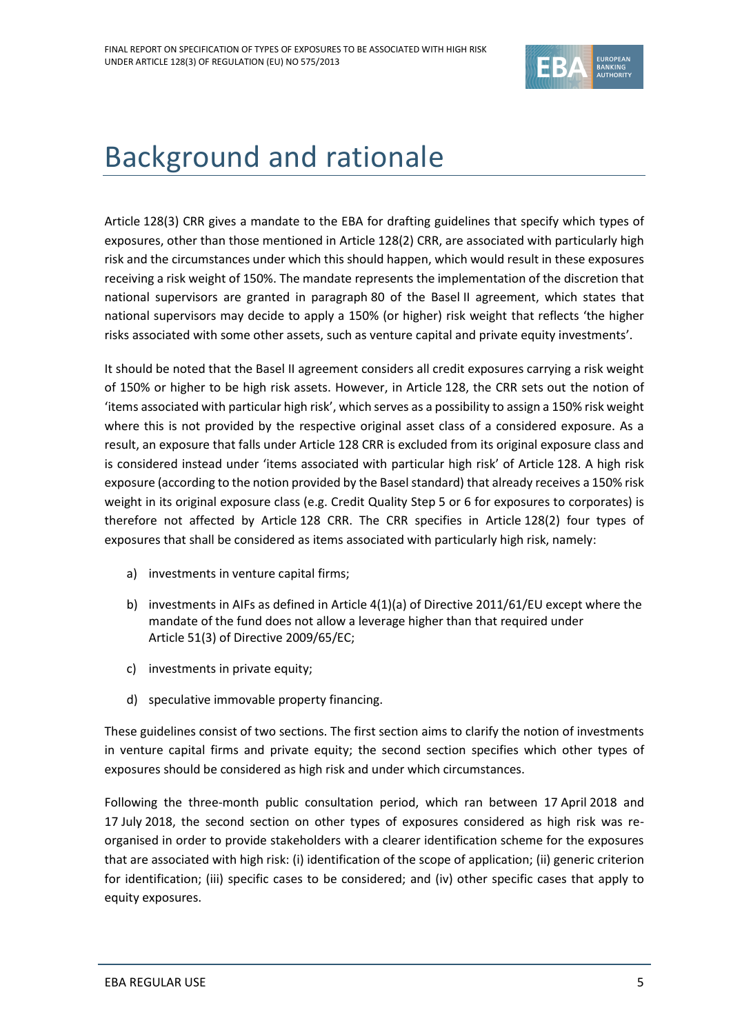# Background and rationale

Article 128(3) CRR gives a mandate to the EBA for drafting guidelines that specify which types of exposures, other than those mentioned in Article 128(2) CRR, are associated with particularly high risk and the circumstances under which this should happen, which would result in these exposures receiving a risk weight of 150%. The mandate represents the implementation of the discretion that national supervisors are granted in paragraph 80 of the Basel II agreement, which states that national supervisors may decide to apply a 150% (or higher) risk weight that reflects 'the higher risks associated with some other assets, such as venture capital and private equity investments'.

It should be noted that the Basel II agreement considers all credit exposures carrying a risk weight of 150% or higher to be high risk assets. However, in Article 128, the CRR sets out the notion of 'items associated with particular high risk', which serves as a possibility to assign a 150% risk weight where this is not provided by the respective original asset class of a considered exposure. As a result, an exposure that falls under Article 128 CRR is excluded from its original exposure class and is considered instead under 'items associated with particular high risk' of Article 128. A high risk exposure (according to the notion provided by the Basel standard) that already receives a 150% risk weight in its original exposure class (e.g. Credit Quality Step 5 or 6 for exposures to corporates) is therefore not affected by Article 128 CRR. The CRR specifies in Article 128(2) four types of exposures that shall be considered as items associated with particularly high risk, namely:

a) investments in venture capital firms;

b) investments in AIFs as defined in Article 4(1)(a) of Directive 2011/61/EU except where the mandate of the fund does not allow a leverage higher than that required under Article 51(3) of Directive 2009/65/EC;

c) investments in private equity;

d) speculative immovable property financing.

These guidelines consist of two sections. The first section aims to clarify the notion of investments in venture capital firms and private equity; the second section specifies which other types of exposures should be considered as high risk and under which circumstances.

Following the three-month public consultation period, which ran between 17 April 2018 and 17 July 2018, the second section on other types of exposures considered as high risk was re-organised in order to provide stakeholders with a clearer identification scheme for the exposures that are associated with high risk: (i) identification of the scope of application; (ii) generic criterion for identification; (iii) specific cases to be considered; and (iv) other specific cases that apply to equity exposures.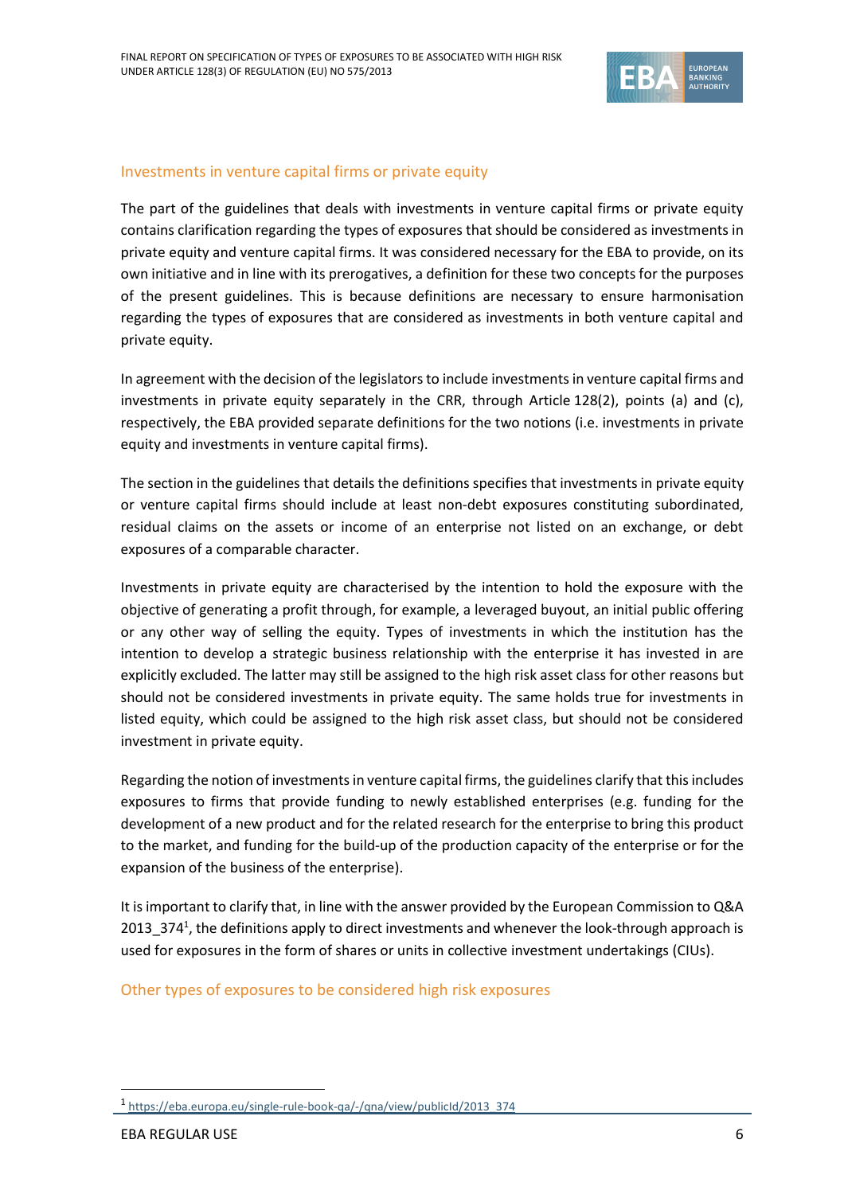### Investments in venture capital firms or private equity

The part of the guidelines that deals with investments in venture capital firms or private equity contains clarification regarding the types of exposures that should be considered as investments in private equity and venture capital firms. It was considered necessary for the EBA to provide, on its own initiative and in line with its prerogatives, a definition for these two concepts for the purposes of the present guidelines. This is because definitions are necessary to ensure harmonisation regarding the types of exposures that are considered as investments in both venture capital and private equity.

In agreement with the decision of the legislators to include investments in venture capital firms and investments in private equity separately in the CRR, through Article 128(2), points (a) and (c), respectively, the EBA provided separate definitions for the two notions (i.e. investments in private equity and investments in venture capital firms).

The section in the guidelines that details the definitions specifies that investments in private equity or venture capital firms should include at least non-debt exposures constituting subordinated, residual claims on the assets or income of an enterprise not listed on an exchange, or debt exposures of a comparable character.

Investments in private equity are characterised by the intention to hold the exposure with the objective of generating a profit through, for example, a leveraged buyout, an initial public offering or any other way of selling the equity. Types of investments in which the institution has the intention to develop a strategic business relationship with the enterprise it has invested in are explicitly excluded. The latter may still be assigned to the high risk asset class for other reasons but should not be considered investments in private equity. The same holds true for investments in listed equity, which could be assigned to the high risk asset class, but should not be considered investment in private equity.

Regarding the notion of investments in venture capital firms, the guidelines clarify that this includes exposures to firms that provide funding to newly established enterprises (e.g. funding for the development of a new product and for the related research for the enterprise to bring this product to the market, and funding for the build-up of the production capacity of the enterprise or for the expansion of the business of the enterprise).

It is important to clarify that, in line with the answer provided by the European Commission to Q&A 2013_374[1], the definitions apply to direct investments and whenever the look-through approach is used for exposures in the form of shares or units in collective investment undertakings (CIUs).

### Other types of exposures to be considered high risk exposures

[1] https://eba.europa.eu/single-rule-book-qa/-/qna/view/publicId/2013_374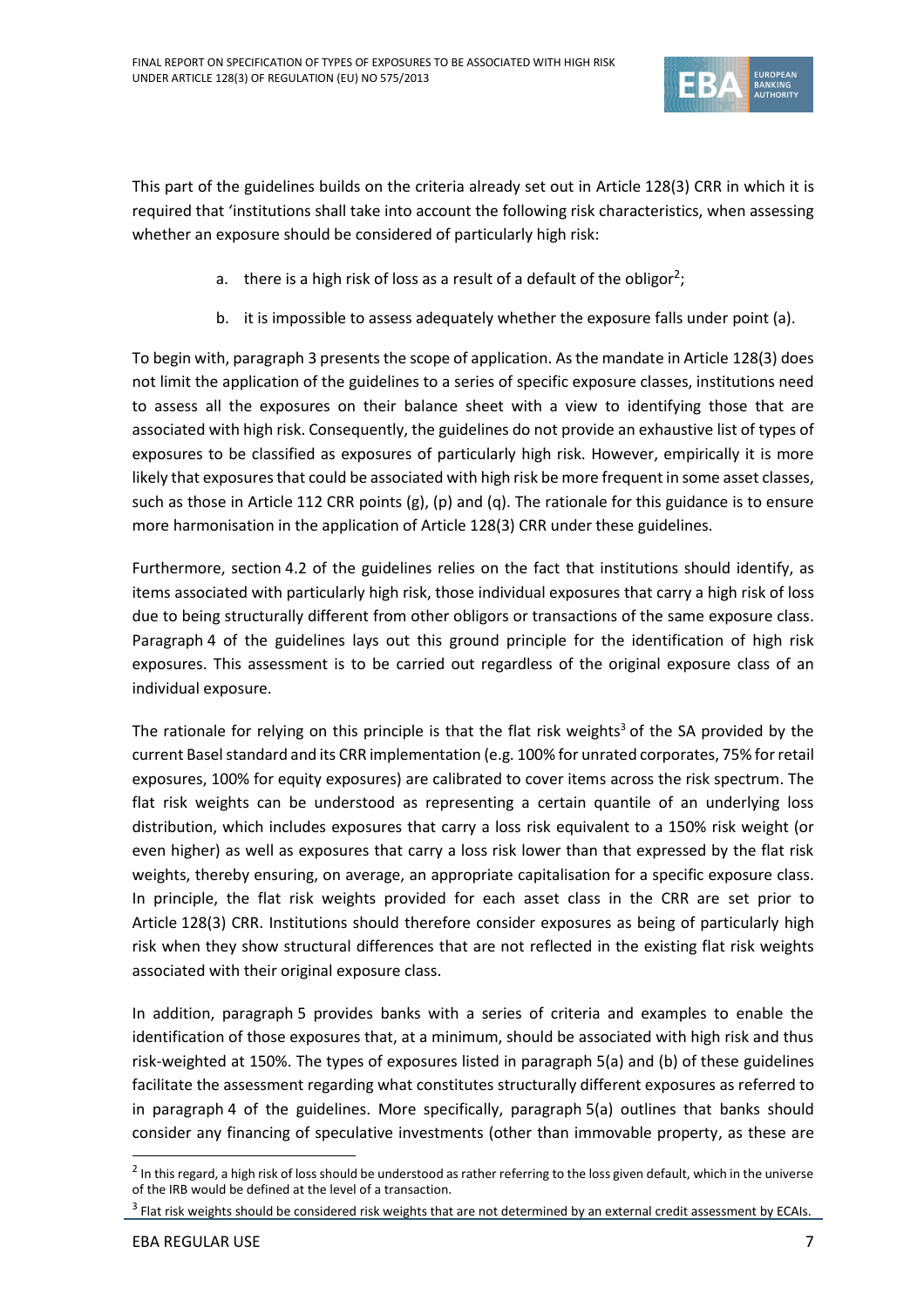This part of the guidelines builds on the criteria already set out in Article 128(3) CRR in which it is required that 'institutions shall take into account the following risk characteristics, when assessing whether an exposure should be considered of particularly high risk:

a. there is a high risk of loss as a result of a default of the obligor[2];

b. it is impossible to assess adequately whether the exposure falls under point (a).

To begin with, paragraph 3 presents the scope of application. As the mandate in Article 128(3) does not limit the application of the guidelines to a series of specific exposure classes, institutions need to assess all the exposures on their balance sheet with a view to identifying those that are associated with high risk. Consequently, the guidelines do not provide an exhaustive list of types of exposures to be classified as exposures of particularly high risk. However, empirically it is more likely that exposures that could be associated with high risk be more frequent in some asset classes, such as those in Article 112 CRR points (g), (p) and (q). The rationale for this guidance is to ensure more harmonisation in the application of Article 128(3) CRR under these guidelines.

Furthermore, section 4.2 of the guidelines relies on the fact that institutions should identify, as items associated with particularly high risk, those individual exposures that carry a high risk of loss due to being structurally different from other obligors or transactions of the same exposure class. Paragraph 4 of the guidelines lays out this ground principle for the identification of high risk exposures. This assessment is to be carried out regardless of the original exposure class of an individual exposure.

The rationale for relying on this principle is that the flat risk weights[3] of the SA provided by the current Basel standard and its CRR implementation (e.g. 100% for unrated corporates, 75% for retail exposures, 100% for equity exposures) are calibrated to cover items across the risk spectrum. The flat risk weights can be understood as representing a certain quantile of an underlying loss distribution, which includes exposures that carry a loss risk equivalent to a 150% risk weight (or even higher) as well as exposures that carry a loss risk lower than that expressed by the flat risk weights, thereby ensuring, on average, an appropriate capitalisation for a specific exposure class. In principle, the flat risk weights provided for each asset class in the CRR are set prior to Article 128(3) CRR. Institutions should therefore consider exposures as being of particularly high risk when they show structural differences that are not reflected in the existing flat risk weights associated with their original exposure class.

In addition, paragraph 5 provides banks with a series of criteria and examples to enable the identification of those exposures that, at a minimum, should be associated with high risk and thus risk-weighted at 150%. The types of exposures listed in paragraph 5(a) and (b) of these guidelines facilitate the assessment regarding what constitutes structurally different exposures as referred to in paragraph 4 of the guidelines. More specifically, paragraph 5(a) outlines that banks should consider any financing of speculative investments (other than immovable property, as these are

---

[2] In this regard, a high risk of loss should be understood as rather referring to the loss given default, which in the universe of the IRB would be defined at the level of a transaction.

[3] Flat risk weights should be considered risk weights that are not determined by an external credit assessment by ECAIs.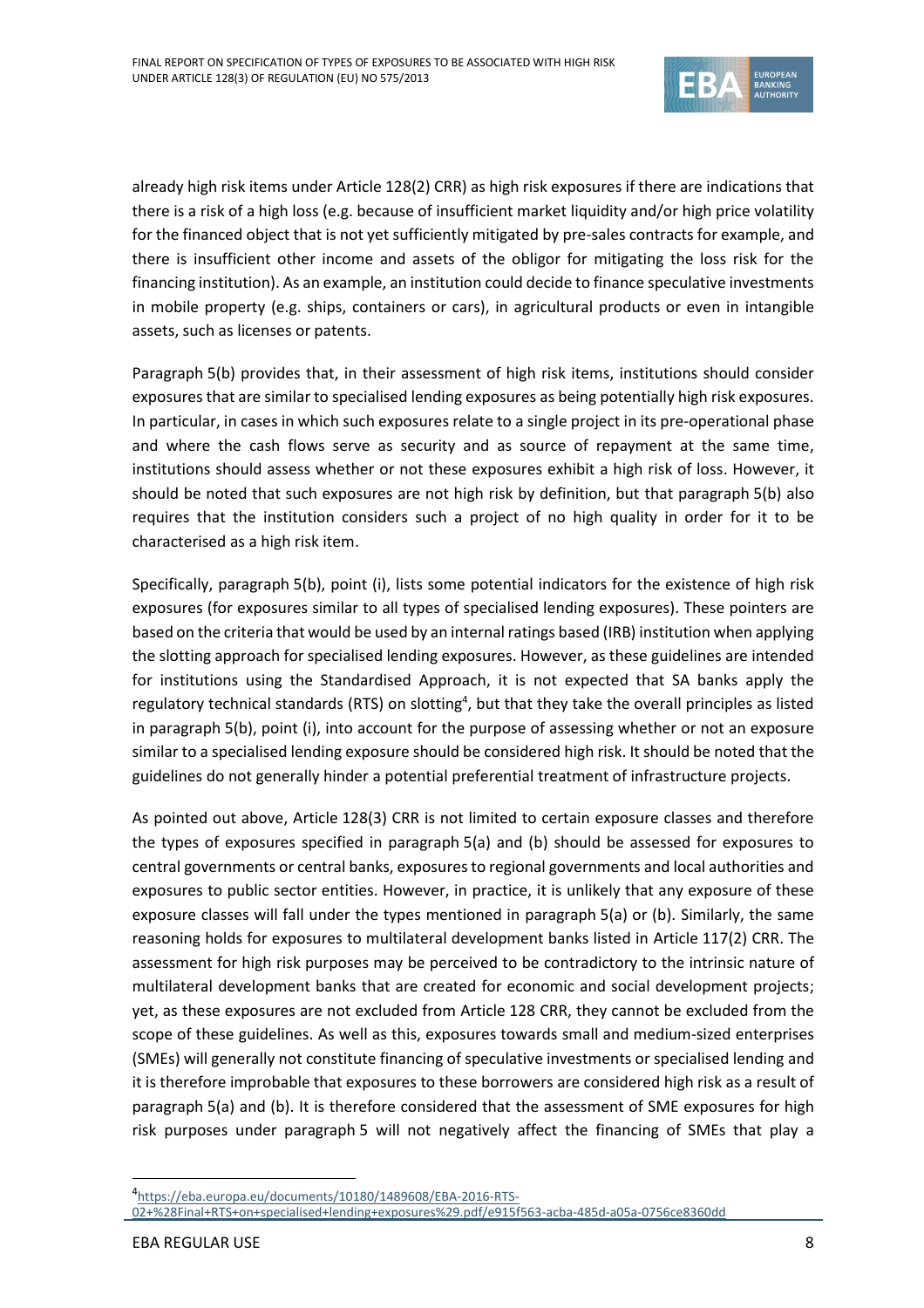already high risk items under Article 128(2) CRR) as high risk exposures if there are indications that there is a risk of a high loss (e.g. because of insufficient market liquidity and/or high price volatility for the financed object that is not yet sufficiently mitigated by pre-sales contracts for example, and there is insufficient other income and assets of the obligor for mitigating the loss risk for the financing institution). As an example, an institution could decide to finance speculative investments in mobile property (e.g. ships, containers or cars), in agricultural products or even in intangible assets, such as licenses or patents.

Paragraph 5(b) provides that, in their assessment of high risk items, institutions should consider exposures that are similar to specialised lending exposures as being potentially high risk exposures. In particular, in cases in which such exposures relate to a single project in its pre-operational phase and where the cash flows serve as security and as source of repayment at the same time, institutions should assess whether or not these exposures exhibit a high risk of loss. However, it should be noted that such exposures are not high risk by definition, but that paragraph 5(b) also requires that the institution considers such a project of no high quality in order for it to be characterised as a high risk item.

Specifically, paragraph 5(b), point (i), lists some potential indicators for the existence of high risk exposures (for exposures similar to all types of specialised lending exposures). These pointers are based on the criteria that would be used by an internal ratings based (IRB) institution when applying the slotting approach for specialised lending exposures. However, as these guidelines are intended for institutions using the Standardised Approach, it is not expected that SA banks apply the regulatory technical standards (RTS) on slotting[4], but that they take the overall principles as listed in paragraph 5(b), point (i), into account for the purpose of assessing whether or not an exposure similar to a specialised lending exposure should be considered high risk. It should be noted that the guidelines do not generally hinder a potential preferential treatment of infrastructure projects.

As pointed out above, Article 128(3) CRR is not limited to certain exposure classes and therefore the types of exposures specified in paragraph 5(a) and (b) should be assessed for exposures to central governments or central banks, exposures to regional governments and local authorities and exposures to public sector entities. However, in practice, it is unlikely that any exposure of these exposure classes will fall under the types mentioned in paragraph 5(a) or (b). Similarly, the same reasoning holds for exposures to multilateral development banks listed in Article 117(2) CRR. The assessment for high risk purposes may be perceived to be contradictory to the intrinsic nature of multilateral development banks that are created for economic and social development projects; yet, as these exposures are not excluded from Article 128 CRR, they cannot be excluded from the scope of these guidelines. As well as this, exposures towards small and medium-sized enterprises (SMEs) will generally not constitute financing of speculative investments or specialised lending and it is therefore improbable that exposures to these borrowers are considered high risk as a result of paragraph 5(a) and (b). It is therefore considered that the assessment of SME exposures for high risk purposes under paragraph 5 will not negatively affect the financing of SMEs that play a

[4] https://eba.europa.eu/documents/10180/1489608/EBA-2016-RTS-02+%28Final+RTS+on+specialised+lending+exposures%29.pdf/e915f563-acba-485d-a05a-0756ce8360dd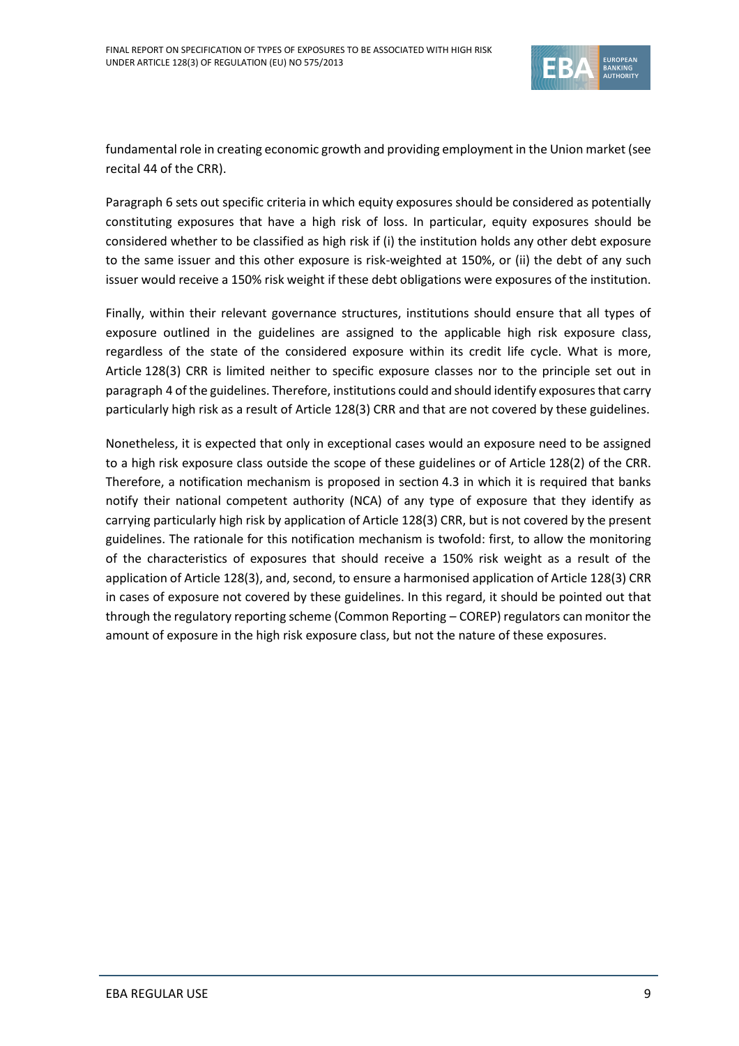fundamental role in creating economic growth and providing employment in the Union market (see recital 44 of the CRR).

Paragraph 6 sets out specific criteria in which equity exposures should be considered as potentially constituting exposures that have a high risk of loss. In particular, equity exposures should be considered whether to be classified as high risk if (i) the institution holds any other debt exposure to the same issuer and this other exposure is risk-weighted at 150%, or (ii) the debt of any such issuer would receive a 150% risk weight if these debt obligations were exposures of the institution.

Finally, within their relevant governance structures, institutions should ensure that all types of exposure outlined in the guidelines are assigned to the applicable high risk exposure class, regardless of the state of the considered exposure within its credit life cycle. What is more, Article 128(3) CRR is limited neither to specific exposure classes nor to the principle set out in paragraph 4 of the guidelines. Therefore, institutions could and should identify exposures that carry particularly high risk as a result of Article 128(3) CRR and that are not covered by these guidelines.

Nonetheless, it is expected that only in exceptional cases would an exposure need to be assigned to a high risk exposure class outside the scope of these guidelines or of Article 128(2) of the CRR. Therefore, a notification mechanism is proposed in section 4.3 in which it is required that banks notify their national competent authority (NCA) of any type of exposure that they identify as carrying particularly high risk by application of Article 128(3) CRR, but is not covered by the present guidelines. The rationale for this notification mechanism is twofold: first, to allow the monitoring of the characteristics of exposures that should receive a 150% risk weight as a result of the application of Article 128(3), and, second, to ensure a harmonised application of Article 128(3) CRR in cases of exposure not covered by these guidelines. In this regard, it should be pointed out that through the regulatory reporting scheme (Common Reporting – COREP) regulators can monitor the amount of exposure in the high risk exposure class, but not the nature of these exposures.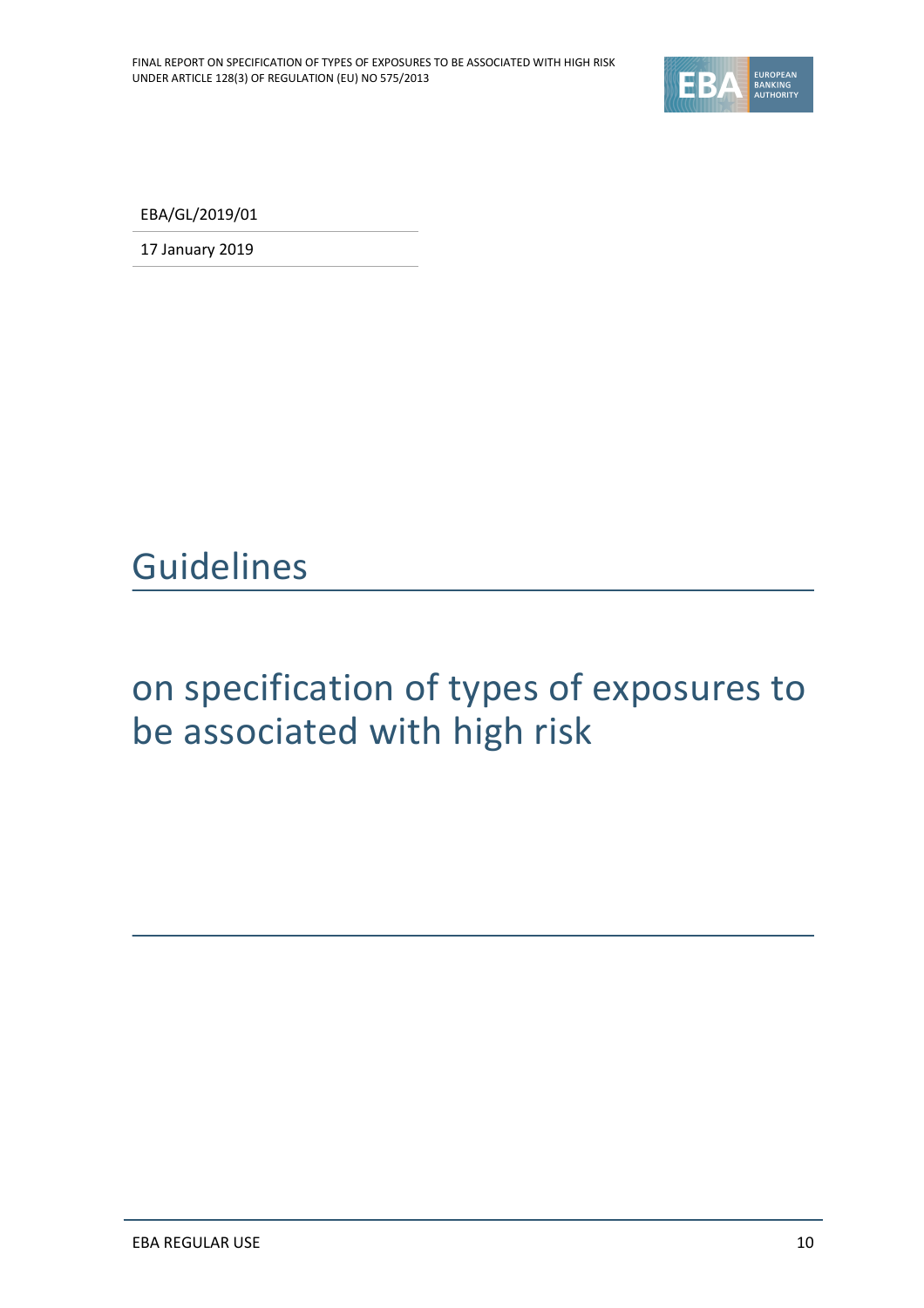EBA/GL/2019/01

17 January 2019

# Guidelines

## on specification of types of exposures to be associated with high risk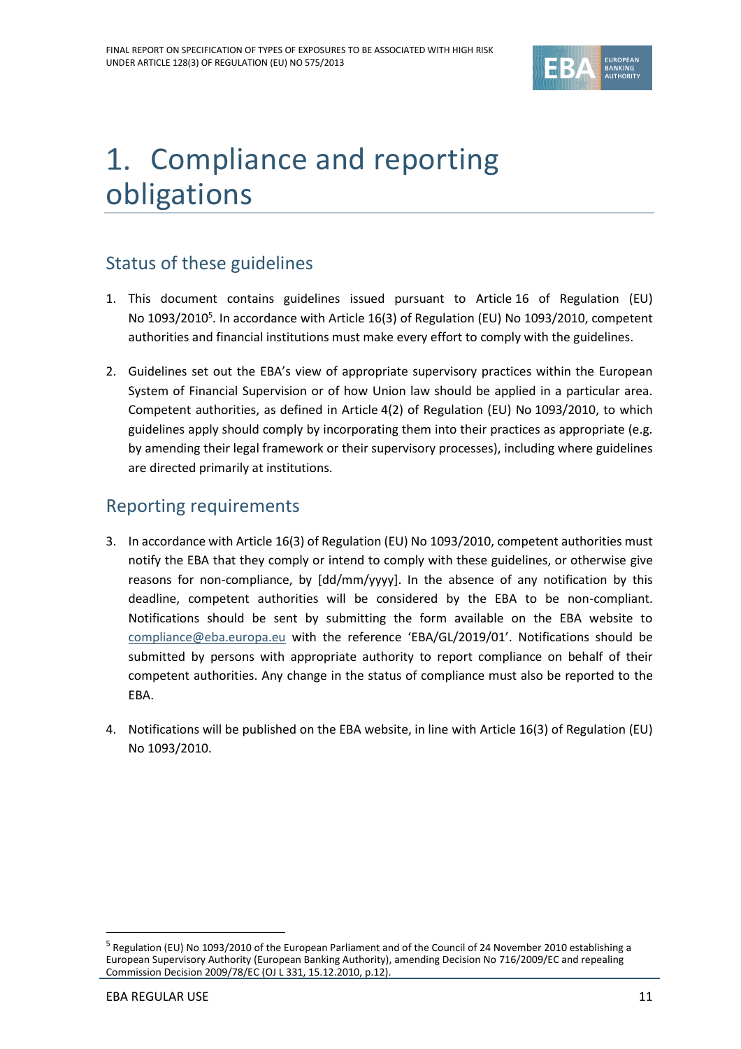# 1. Compliance and reporting obligations

## Status of these guidelines

1. This document contains guidelines issued pursuant to Article 16 of Regulation (EU) No 1093/2010[5]. In accordance with Article 16(3) of Regulation (EU) No 1093/2010, competent authorities and financial institutions must make every effort to comply with the guidelines.

2. Guidelines set out the EBA's view of appropriate supervisory practices within the European System of Financial Supervision or of how Union law should be applied in a particular area. Competent authorities, as defined in Article 4(2) of Regulation (EU) No 1093/2010, to which guidelines apply should comply by incorporating them into their practices as appropriate (e.g. by amending their legal framework or their supervisory processes), including where guidelines are directed primarily at institutions.

## Reporting requirements

3. In accordance with Article 16(3) of Regulation (EU) No 1093/2010, competent authorities must notify the EBA that they comply or intend to comply with these guidelines, or otherwise give reasons for non-compliance, by [dd/mm/yyyy]. In the absence of any notification by this deadline, competent authorities will be considered by the EBA to be non-compliant. Notifications should be sent by submitting the form available on the EBA website to compliance@eba.europa.eu with the reference 'EBA/GL/2019/01'. Notifications should be submitted by persons with appropriate authority to report compliance on behalf of their competent authorities. Any change in the status of compliance must also be reported to the EBA.

4. Notifications will be published on the EBA website, in line with Article 16(3) of Regulation (EU) No 1093/2010.

---

[5] Regulation (EU) No 1093/2010 of the European Parliament and of the Council of 24 November 2010 establishing a European Supervisory Authority (European Banking Authority), amending Decision No 716/2009/EC and repealing Commission Decision 2009/78/EC (OJ L 331, 15.12.2010, p.12).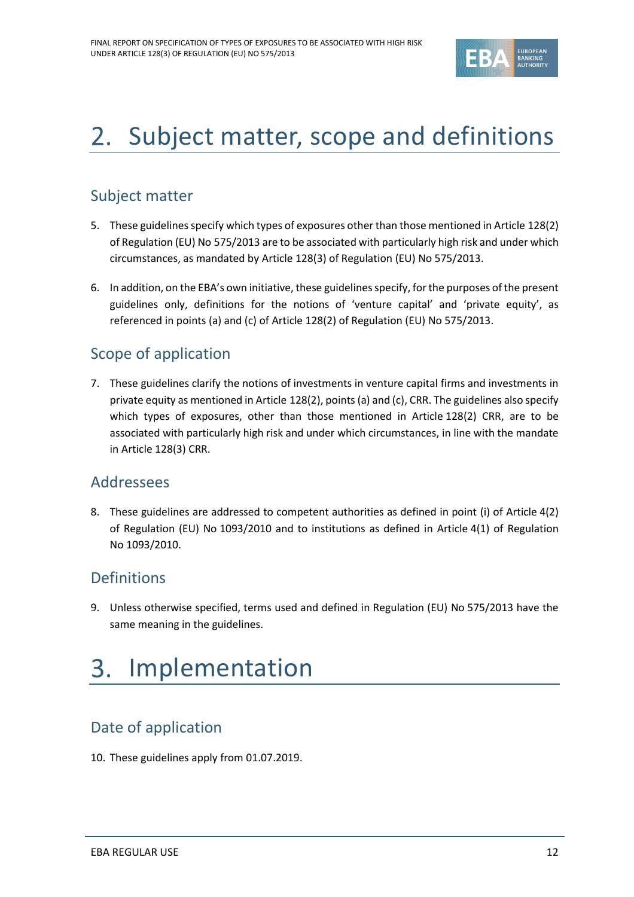# 2. Subject matter, scope and definitions

## Subject matter

5. These guidelines specify which types of exposures other than those mentioned in Article 128(2) of Regulation (EU) No 575/2013 are to be associated with particularly high risk and under which circumstances, as mandated by Article 128(3) of Regulation (EU) No 575/2013.

6. In addition, on the EBA's own initiative, these guidelines specify, for the purposes of the present guidelines only, definitions for the notions of 'venture capital' and 'private equity', as referenced in points (a) and (c) of Article 128(2) of Regulation (EU) No 575/2013.

## Scope of application

7. These guidelines clarify the notions of investments in venture capital firms and investments in private equity as mentioned in Article 128(2), points (a) and (c), CRR. The guidelines also specify which types of exposures, other than those mentioned in Article 128(2) CRR, are to be associated with particularly high risk and under which circumstances, in line with the mandate in Article 128(3) CRR.

## Addressees

8. These guidelines are addressed to competent authorities as defined in point (i) of Article 4(2) of Regulation (EU) No 1093/2010 and to institutions as defined in Article 4(1) of Regulation No 1093/2010.

## Definitions

9. Unless otherwise specified, terms used and defined in Regulation (EU) No 575/2013 have the same meaning in the guidelines.

# 3. Implementation

## Date of application

10. These guidelines apply from 01.07.2019.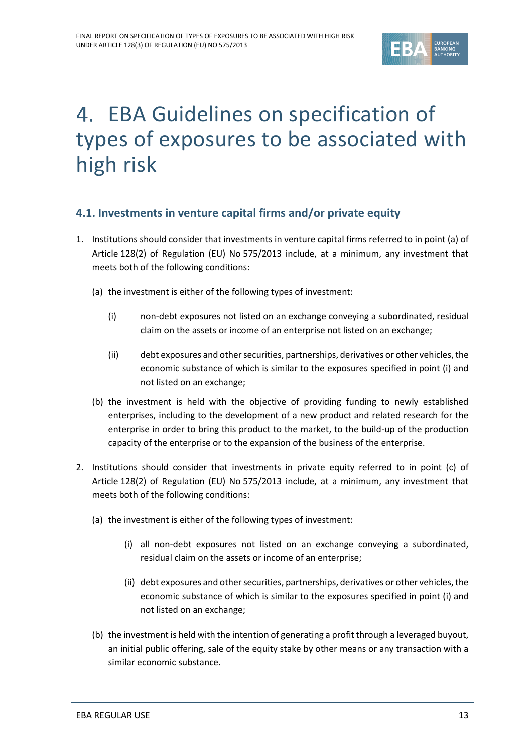# 4. EBA Guidelines on specification of types of exposures to be associated with high risk

## 4.1. Investments in venture capital firms and/or private equity

1. Institutions should consider that investments in venture capital firms referred to in point (a) of Article 128(2) of Regulation (EU) No 575/2013 include, at a minimum, any investment that meets both of the following conditions:

   (a) the investment is either of the following types of investment:

      (i) non-debt exposures not listed on an exchange conveying a subordinated, residual claim on the assets or income of an enterprise not listed on an exchange;

      (ii) debt exposures and other securities, partnerships, derivatives or other vehicles, the economic substance of which is similar to the exposures specified in point (i) and not listed on an exchange;

   (b) the investment is held with the objective of providing funding to newly established enterprises, including to the development of a new product and related research for the enterprise in order to bring this product to the market, to the build-up of the production capacity of the enterprise or to the expansion of the business of the enterprise.

2. Institutions should consider that investments in private equity referred to in point (c) of Article 128(2) of Regulation (EU) No 575/2013 include, at a minimum, any investment that meets both of the following conditions:

   (a) the investment is either of the following types of investment:

      (i) all non-debt exposures not listed on an exchange conveying a subordinated, residual claim on the assets or income of an enterprise;

      (ii) debt exposures and other securities, partnerships, derivatives or other vehicles, the economic substance of which is similar to the exposures specified in point (i) and not listed on an exchange;

   (b) the investment is held with the intention of generating a profit through a leveraged buyout, an initial public offering, sale of the equity stake by other means or any transaction with a similar economic substance.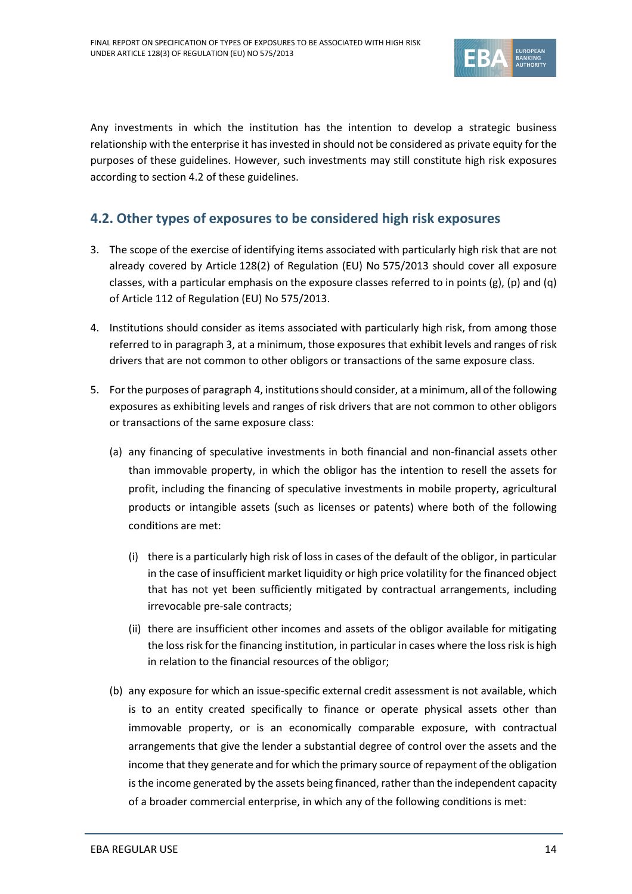Any investments in which the institution has the intention to develop a strategic business relationship with the enterprise it has invested in should not be considered as private equity for the purposes of these guidelines. However, such investments may still constitute high risk exposures according to section 4.2 of these guidelines.

## 4.2. Other types of exposures to be considered high risk exposures

3. The scope of the exercise of identifying items associated with particularly high risk that are not already covered by Article 128(2) of Regulation (EU) No 575/2013 should cover all exposure classes, with a particular emphasis on the exposure classes referred to in points (g), (p) and (q) of Article 112 of Regulation (EU) No 575/2013.

4. Institutions should consider as items associated with particularly high risk, from among those referred to in paragraph 3, at a minimum, those exposures that exhibit levels and ranges of risk drivers that are not common to other obligors or transactions of the same exposure class.

5. For the purposes of paragraph 4, institutions should consider, at a minimum, all of the following exposures as exhibiting levels and ranges of risk drivers that are not common to other obligors or transactions of the same exposure class:

   (a) any financing of speculative investments in both financial and non-financial assets other than immovable property, in which the obligor has the intention to resell the assets for profit, including the financing of speculative investments in mobile property, agricultural products or intangible assets (such as licenses or patents) where both of the following conditions are met:

      (i) there is a particularly high risk of loss in cases of the default of the obligor, in particular in the case of insufficient market liquidity or high price volatility for the financed object that has not yet been sufficiently mitigated by contractual arrangements, including irrevocable pre-sale contracts;

      (ii) there are insufficient other incomes and assets of the obligor available for mitigating the loss risk for the financing institution, in particular in cases where the loss risk is high in relation to the financial resources of the obligor;

   (b) any exposure for which an issue-specific external credit assessment is not available, which is to an entity created specifically to finance or operate physical assets other than immovable property, or is an economically comparable exposure, with contractual arrangements that give the lender a substantial degree of control over the assets and the income that they generate and for which the primary source of repayment of the obligation is the income generated by the assets being financed, rather than the independent capacity of a broader commercial enterprise, in which any of the following conditions is met: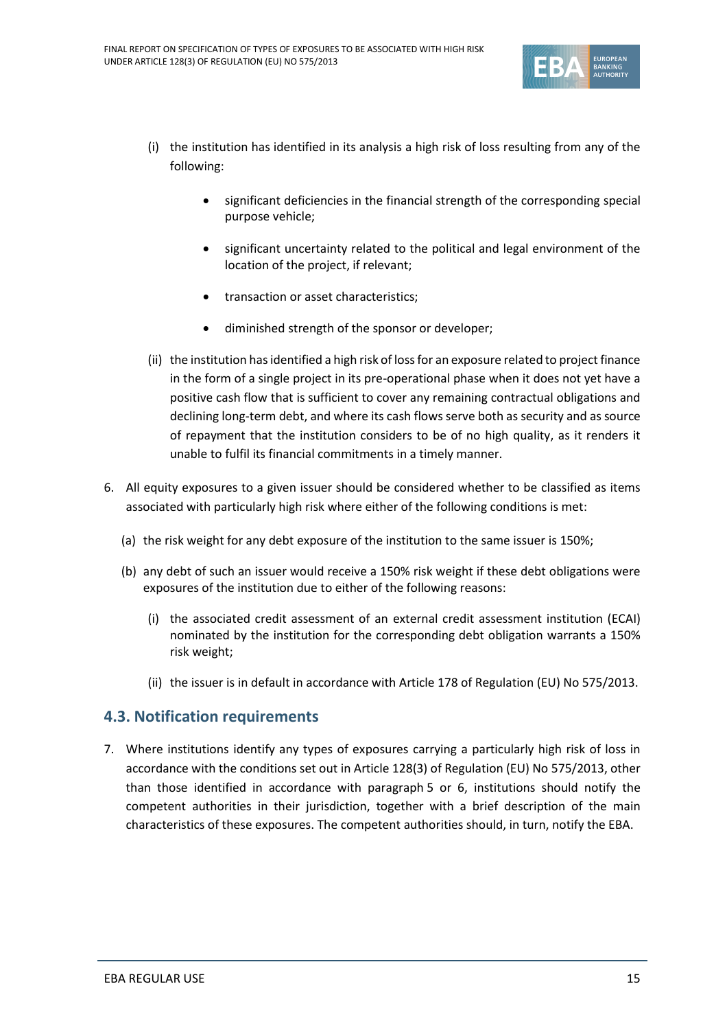(i) the institution has identified in its analysis a high risk of loss resulting from any of the following:

- significant deficiencies in the financial strength of the corresponding special purpose vehicle;
- significant uncertainty related to the political and legal environment of the location of the project, if relevant;
- transaction or asset characteristics;
- diminished strength of the sponsor or developer;

(ii) the institution has identified a high risk of loss for an exposure related to project finance in the form of a single project in its pre-operational phase when it does not yet have a positive cash flow that is sufficient to cover any remaining contractual obligations and declining long-term debt, and where its cash flows serve both as security and as source of repayment that the institution considers to be of no high quality, as it renders it unable to fulfil its financial commitments in a timely manner.

6. All equity exposures to a given issuer should be considered whether to be classified as items associated with particularly high risk where either of the following conditions is met:

(a) the risk weight for any debt exposure of the institution to the same issuer is 150%;

(b) any debt of such an issuer would receive a 150% risk weight if these debt obligations were exposures of the institution due to either of the following reasons:

(i) the associated credit assessment of an external credit assessment institution (ECAI) nominated by the institution for the corresponding debt obligation warrants a 150% risk weight;

(ii) the issuer is in default in accordance with Article 178 of Regulation (EU) No 575/2013.

## 4.3. Notification requirements

7. Where institutions identify any types of exposures carrying a particularly high risk of loss in accordance with the conditions set out in Article 128(3) of Regulation (EU) No 575/2013, other than those identified in accordance with paragraph 5 or 6, institutions should notify the competent authorities in their jurisdiction, together with a brief description of the main characteristics of these exposures. The competent authorities should, in turn, notify the EBA.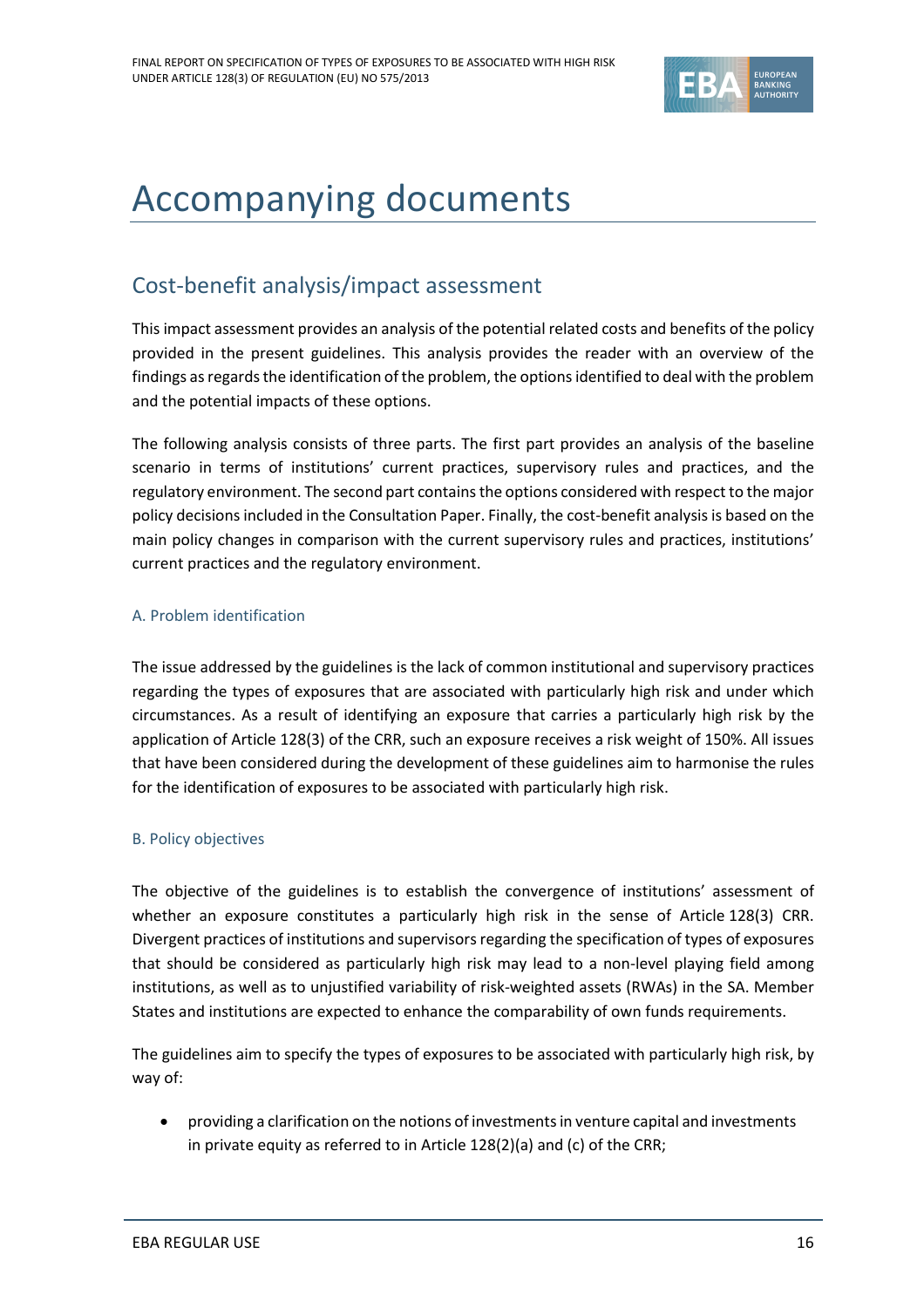# Accompanying documents

## Cost-benefit analysis/impact assessment

This impact assessment provides an analysis of the potential related costs and benefits of the policy provided in the present guidelines. This analysis provides the reader with an overview of the findings as regards the identification of the problem, the options identified to deal with the problem and the potential impacts of these options.

The following analysis consists of three parts. The first part provides an analysis of the baseline scenario in terms of institutions' current practices, supervisory rules and practices, and the regulatory environment. The second part contains the options considered with respect to the major policy decisions included in the Consultation Paper. Finally, the cost-benefit analysis is based on the main policy changes in comparison with the current supervisory rules and practices, institutions' current practices and the regulatory environment.

### A. Problem identification

The issue addressed by the guidelines is the lack of common institutional and supervisory practices regarding the types of exposures that are associated with particularly high risk and under which circumstances. As a result of identifying an exposure that carries a particularly high risk by the application of Article 128(3) of the CRR, such an exposure receives a risk weight of 150%. All issues that have been considered during the development of these guidelines aim to harmonise the rules for the identification of exposures to be associated with particularly high risk.

### B. Policy objectives

The objective of the guidelines is to establish the convergence of institutions' assessment of whether an exposure constitutes a particularly high risk in the sense of Article 128(3) CRR. Divergent practices of institutions and supervisors regarding the specification of types of exposures that should be considered as particularly high risk may lead to a non-level playing field among institutions, as well as to unjustified variability of risk-weighted assets (RWAs) in the SA. Member States and institutions are expected to enhance the comparability of own funds requirements.

The guidelines aim to specify the types of exposures to be associated with particularly high risk, by way of:

- providing a clarification on the notions of investments in venture capital and investments in private equity as referred to in Article 128(2)(a) and (c) of the CRR;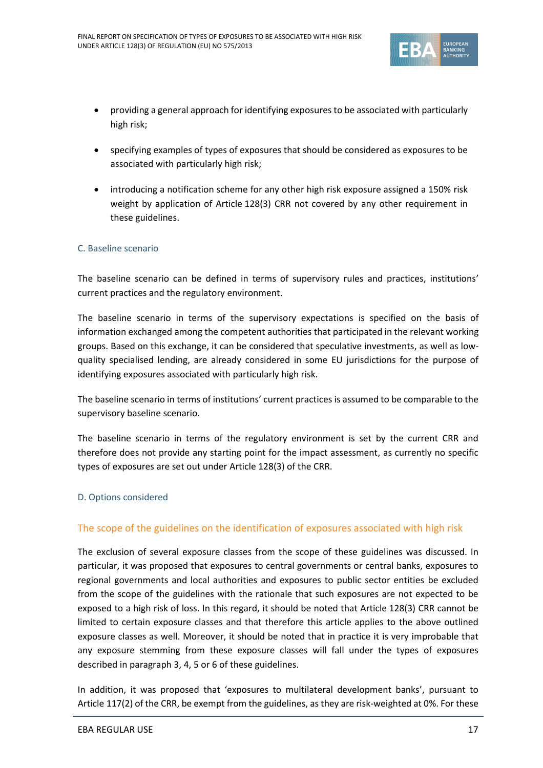- providing a general approach for identifying exposures to be associated with particularly high risk;
- specifying examples of types of exposures that should be considered as exposures to be associated with particularly high risk;
- introducing a notification scheme for any other high risk exposure assigned a 150% risk weight by application of Article 128(3) CRR not covered by any other requirement in these guidelines.

### C. Baseline scenario

The baseline scenario can be defined in terms of supervisory rules and practices, institutions' current practices and the regulatory environment.

The baseline scenario in terms of the supervisory expectations is specified on the basis of information exchanged among the competent authorities that participated in the relevant working groups. Based on this exchange, it can be considered that speculative investments, as well as low-quality specialised lending, are already considered in some EU jurisdictions for the purpose of identifying exposures associated with particularly high risk.

The baseline scenario in terms of institutions' current practices is assumed to be comparable to the supervisory baseline scenario.

The baseline scenario in terms of the regulatory environment is set by the current CRR and therefore does not provide any starting point for the impact assessment, as currently no specific types of exposures are set out under Article 128(3) of the CRR.

### D. Options considered

#### The scope of the guidelines on the identification of exposures associated with high risk

The exclusion of several exposure classes from the scope of these guidelines was discussed. In particular, it was proposed that exposures to central governments or central banks, exposures to regional governments and local authorities and exposures to public sector entities be excluded from the scope of the guidelines with the rationale that such exposures are not expected to be exposed to a high risk of loss. In this regard, it should be noted that Article 128(3) CRR cannot be limited to certain exposure classes and that therefore this article applies to the above outlined exposure classes as well. Moreover, it should be noted that in practice it is very improbable that any exposure stemming from these exposure classes will fall under the types of exposures described in paragraph 3, 4, 5 or 6 of these guidelines.

In addition, it was proposed that 'exposures to multilateral development banks', pursuant to Article 117(2) of the CRR, be exempt from the guidelines, as they are risk-weighted at 0%. For these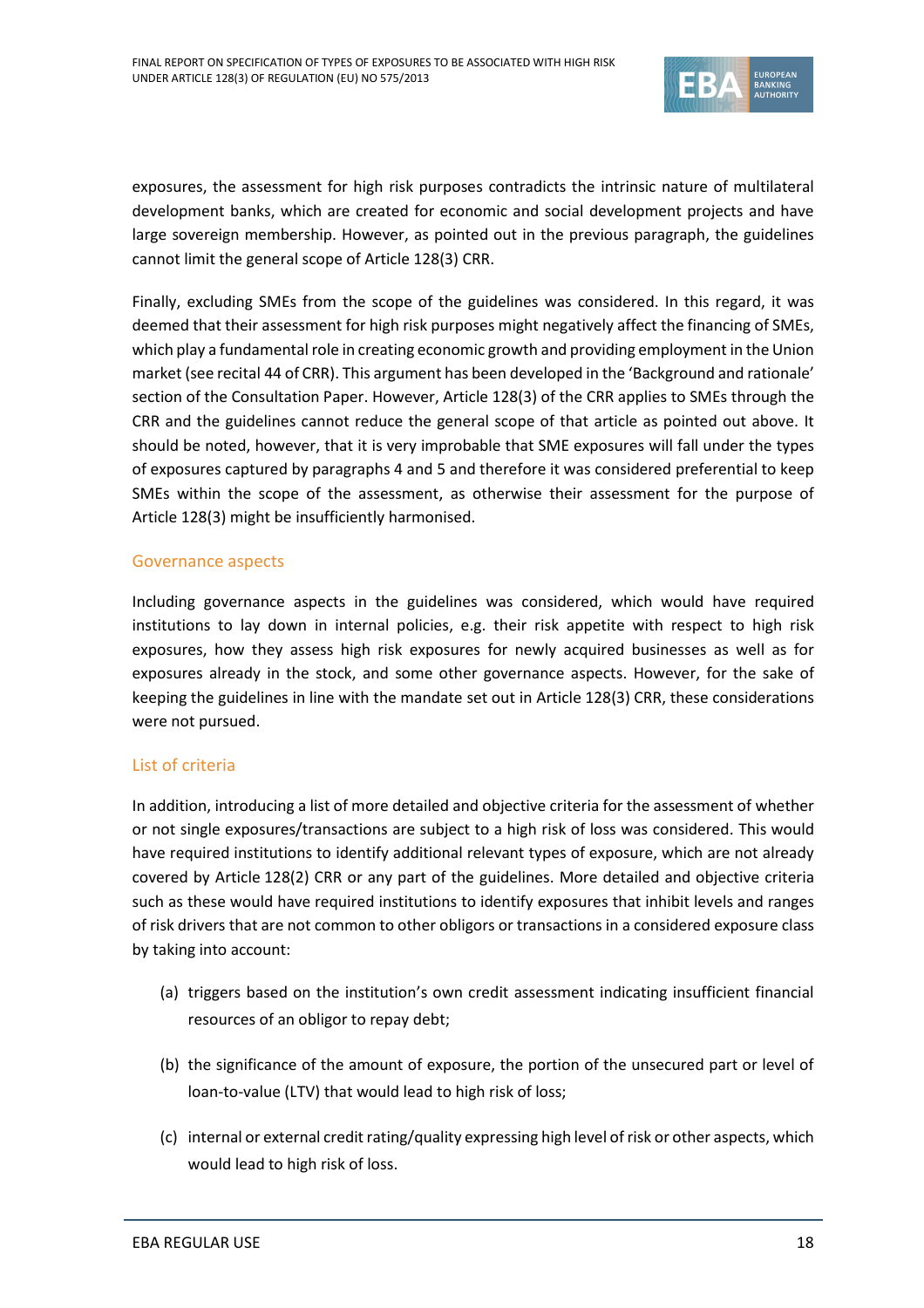exposures, the assessment for high risk purposes contradicts the intrinsic nature of multilateral development banks, which are created for economic and social development projects and have large sovereign membership. However, as pointed out in the previous paragraph, the guidelines cannot limit the general scope of Article 128(3) CRR.

Finally, excluding SMEs from the scope of the guidelines was considered. In this regard, it was deemed that their assessment for high risk purposes might negatively affect the financing of SMEs, which play a fundamental role in creating economic growth and providing employment in the Union market (see recital 44 of CRR). This argument has been developed in the 'Background and rationale' section of the Consultation Paper. However, Article 128(3) of the CRR applies to SMEs through the CRR and the guidelines cannot reduce the general scope of that article as pointed out above. It should be noted, however, that it is very improbable that SME exposures will fall under the types of exposures captured by paragraphs 4 and 5 and therefore it was considered preferential to keep SMEs within the scope of the assessment, as otherwise their assessment for the purpose of Article 128(3) might be insufficiently harmonised.

### Governance aspects

Including governance aspects in the guidelines was considered, which would have required institutions to lay down in internal policies, e.g. their risk appetite with respect to high risk exposures, how they assess high risk exposures for newly acquired businesses as well as for exposures already in the stock, and some other governance aspects. However, for the sake of keeping the guidelines in line with the mandate set out in Article 128(3) CRR, these considerations were not pursued.

### List of criteria

In addition, introducing a list of more detailed and objective criteria for the assessment of whether or not single exposures/transactions are subject to a high risk of loss was considered. This would have required institutions to identify additional relevant types of exposure, which are not already covered by Article 128(2) CRR or any part of the guidelines. More detailed and objective criteria such as these would have required institutions to identify exposures that inhibit levels and ranges of risk drivers that are not common to other obligors or transactions in a considered exposure class by taking into account:

(a) triggers based on the institution's own credit assessment indicating insufficient financial resources of an obligor to repay debt;

(b) the significance of the amount of exposure, the portion of the unsecured part or level of loan-to-value (LTV) that would lead to high risk of loss;

(c) internal or external credit rating/quality expressing high level of risk or other aspects, which would lead to high risk of loss.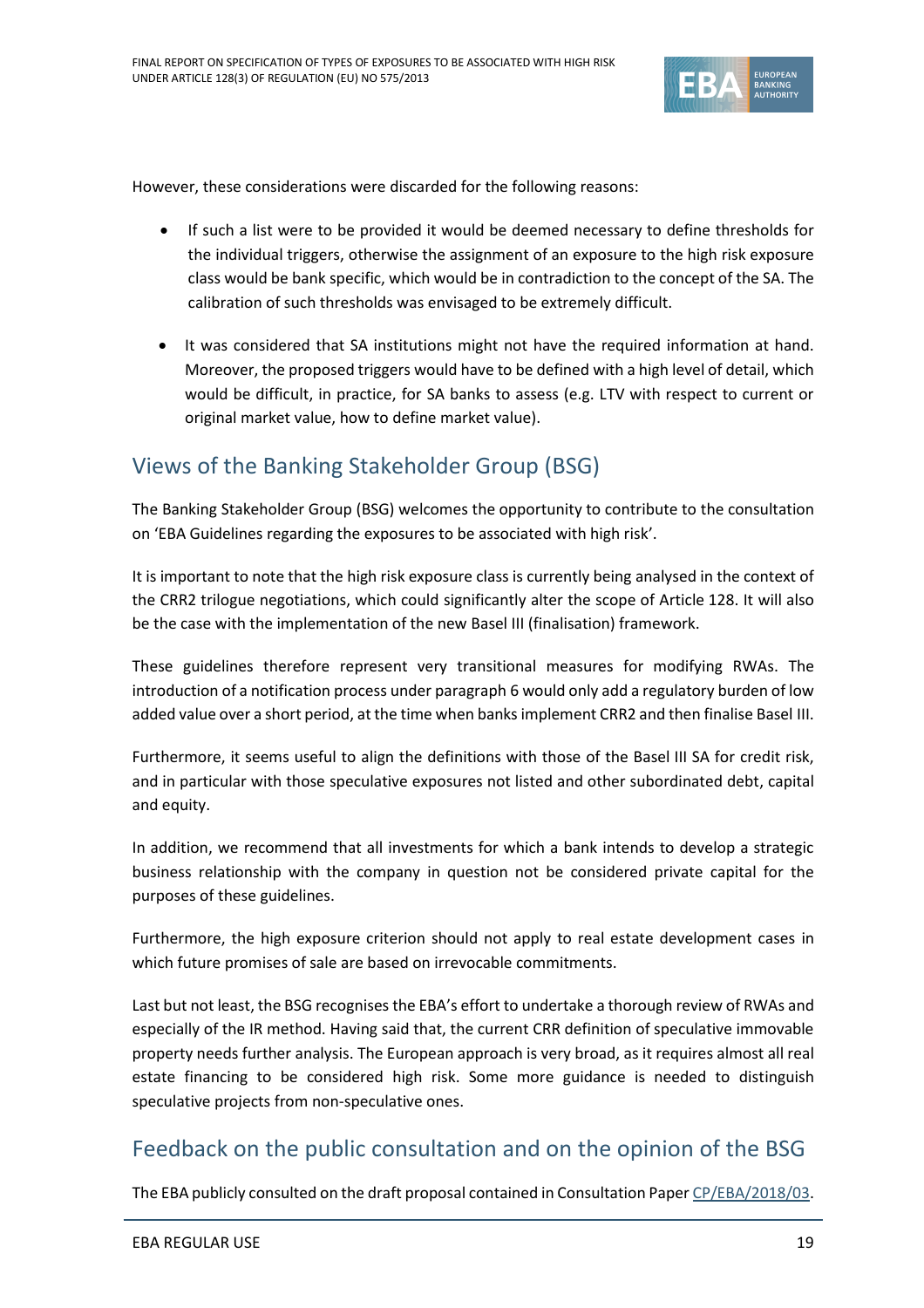However, these considerations were discarded for the following reasons:

- If such a list were to be provided it would be deemed necessary to define thresholds for the individual triggers, otherwise the assignment of an exposure to the high risk exposure class would be bank specific, which would be in contradiction to the concept of the SA. The calibration of such thresholds was envisaged to be extremely difficult.
- It was considered that SA institutions might not have the required information at hand. Moreover, the proposed triggers would have to be defined with a high level of detail, which would be difficult, in practice, for SA banks to assess (e.g. LTV with respect to current or original market value, how to define market value).

## Views of the Banking Stakeholder Group (BSG)

The Banking Stakeholder Group (BSG) welcomes the opportunity to contribute to the consultation on 'EBA Guidelines regarding the exposures to be associated with high risk'.

It is important to note that the high risk exposure class is currently being analysed in the context of the CRR2 trilogue negotiations, which could significantly alter the scope of Article 128. It will also be the case with the implementation of the new Basel III (finalisation) framework.

These guidelines therefore represent very transitional measures for modifying RWAs. The introduction of a notification process under paragraph 6 would only add a regulatory burden of low added value over a short period, at the time when banks implement CRR2 and then finalise Basel III.

Furthermore, it seems useful to align the definitions with those of the Basel III SA for credit risk, and in particular with those speculative exposures not listed and other subordinated debt, capital and equity.

In addition, we recommend that all investments for which a bank intends to develop a strategic business relationship with the company in question not be considered private capital for the purposes of these guidelines.

Furthermore, the high exposure criterion should not apply to real estate development cases in which future promises of sale are based on irrevocable commitments.

Last but not least, the BSG recognises the EBA's effort to undertake a thorough review of RWAs and especially of the IR method. Having said that, the current CRR definition of speculative immovable property needs further analysis. The European approach is very broad, as it requires almost all real estate financing to be considered high risk. Some more guidance is needed to distinguish speculative projects from non-speculative ones.

## Feedback on the public consultation and on the opinion of the BSG

The EBA publicly consulted on the draft proposal contained in Consultation Paper CP/EBA/2018/03.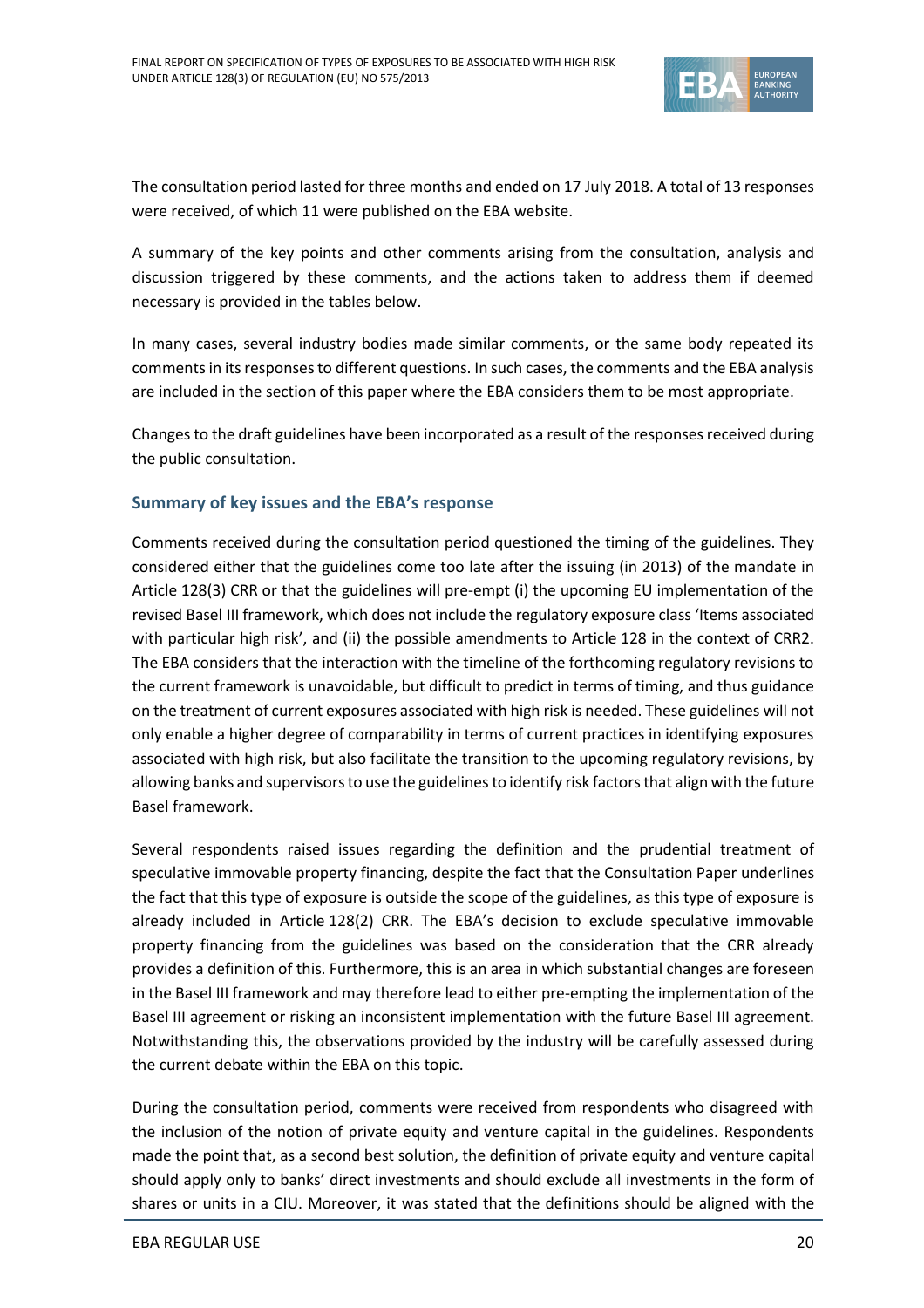The consultation period lasted for three months and ended on 17 July 2018. A total of 13 responses were received, of which 11 were published on the EBA website.

A summary of the key points and other comments arising from the consultation, analysis and discussion triggered by these comments, and the actions taken to address them if deemed necessary is provided in the tables below.

In many cases, several industry bodies made similar comments, or the same body repeated its comments in its responses to different questions. In such cases, the comments and the EBA analysis are included in the section of this paper where the EBA considers them to be most appropriate.

Changes to the draft guidelines have been incorporated as a result of the responses received during the public consultation.

### Summary of key issues and the EBA's response

Comments received during the consultation period questioned the timing of the guidelines. They considered either that the guidelines come too late after the issuing (in 2013) of the mandate in Article 128(3) CRR or that the guidelines will pre-empt (i) the upcoming EU implementation of the revised Basel III framework, which does not include the regulatory exposure class 'Items associated with particular high risk', and (ii) the possible amendments to Article 128 in the context of CRR2. The EBA considers that the interaction with the timeline of the forthcoming regulatory revisions to the current framework is unavoidable, but difficult to predict in terms of timing, and thus guidance on the treatment of current exposures associated with high risk is needed. These guidelines will not only enable a higher degree of comparability in terms of current practices in identifying exposures associated with high risk, but also facilitate the transition to the upcoming regulatory revisions, by allowing banks and supervisors to use the guidelines to identify risk factors that align with the future Basel framework.

Several respondents raised issues regarding the definition and the prudential treatment of speculative immovable property financing, despite the fact that the Consultation Paper underlines the fact that this type of exposure is outside the scope of the guidelines, as this type of exposure is already included in Article 128(2) CRR. The EBA's decision to exclude speculative immovable property financing from the guidelines was based on the consideration that the CRR already provides a definition of this. Furthermore, this is an area in which substantial changes are foreseen in the Basel III framework and may therefore lead to either pre-empting the implementation of the Basel III agreement or risking an inconsistent implementation with the future Basel III agreement. Notwithstanding this, the observations provided by the industry will be carefully assessed during the current debate within the EBA on this topic.

During the consultation period, comments were received from respondents who disagreed with the inclusion of the notion of private equity and venture capital in the guidelines. Respondents made the point that, as a second best solution, the definition of private equity and venture capital should apply only to banks' direct investments and should exclude all investments in the form of shares or units in a CIU. Moreover, it was stated that the definitions should be aligned with the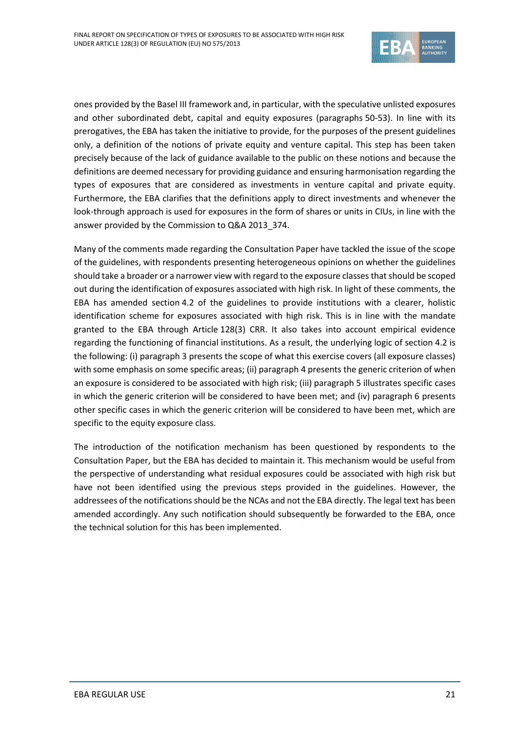ones provided by the Basel III framework and, in particular, with the speculative unlisted exposures and other subordinated debt, capital and equity exposures (paragraphs 50-53). In line with its prerogatives, the EBA has taken the initiative to provide, for the purposes of the present guidelines only, a definition of the notions of private equity and venture capital. This step has been taken precisely because of the lack of guidance available to the public on these notions and because the definitions are deemed necessary for providing guidance and ensuring harmonisation regarding the types of exposures that are considered as investments in venture capital and private equity. Furthermore, the EBA clarifies that the definitions apply to direct investments and whenever the look-through approach is used for exposures in the form of shares or units in CIUs, in line with the answer provided by the Commission to Q&A 2013_374.

Many of the comments made regarding the Consultation Paper have tackled the issue of the scope of the guidelines, with respondents presenting heterogeneous opinions on whether the guidelines should take a broader or a narrower view with regard to the exposure classes that should be scoped out during the identification of exposures associated with high risk. In light of these comments, the EBA has amended section 4.2 of the guidelines to provide institutions with a clearer, holistic identification scheme for exposures associated with high risk. This is in line with the mandate granted to the EBA through Article 128(3) CRR. It also takes into account empirical evidence regarding the functioning of financial institutions. As a result, the underlying logic of section 4.2 is the following: (i) paragraph 3 presents the scope of what this exercise covers (all exposure classes) with some emphasis on some specific areas; (ii) paragraph 4 presents the generic criterion of when an exposure is considered to be associated with high risk; (iii) paragraph 5 illustrates specific cases in which the generic criterion will be considered to have been met; and (iv) paragraph 6 presents other specific cases in which the generic criterion will be considered to have been met, which are specific to the equity exposure class.

The introduction of the notification mechanism has been questioned by respondents to the Consultation Paper, but the EBA has decided to maintain it. This mechanism would be useful from the perspective of understanding what residual exposures could be associated with high risk but have not been identified using the previous steps provided in the guidelines. However, the addressees of the notifications should be the NCAs and not the EBA directly. The legal text has been amended accordingly. Any such notification should subsequently be forwarded to the EBA, once the technical solution for this has been implemented.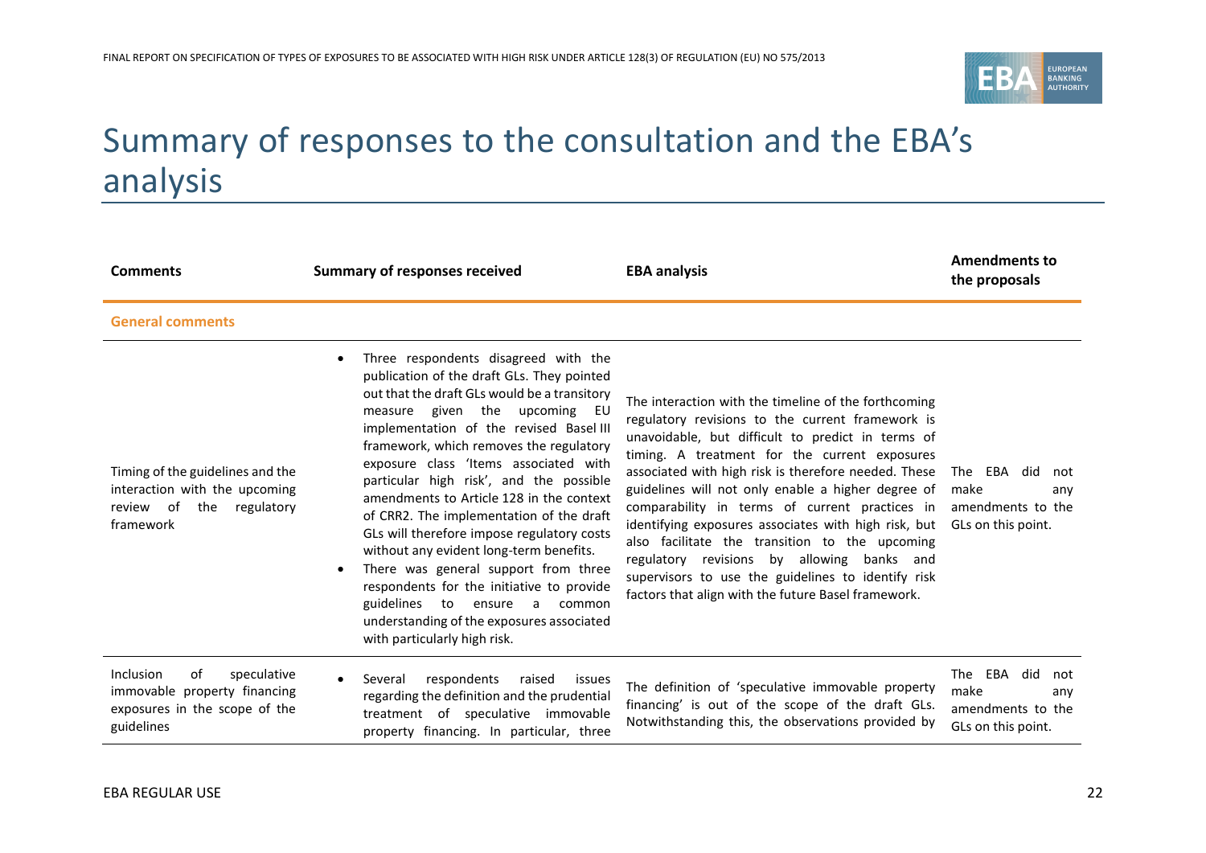# Summary of responses to the consultation and the EBA's analysis

| Comments | Summary of responses received | EBA analysis | Amendments to the proposals |
|---|---|---|---|
| **General comments** | | | |
| Timing of the guidelines and the interaction with the upcoming review of the regulatory framework | • Three respondents disagreed with the publication of the draft GLs. They pointed out that the draft GLs would be a transitory measure given the upcoming EU implementation of the revised Basel III framework, which removes the regulatory exposure class 'Items associated with particular high risk', and the possible amendments to Article 128 in the context of CRR2. The implementation of the draft GLs will therefore impose regulatory costs without any evident long-term benefits.<br>• There was general support from three respondents for the initiative to provide guidelines to ensure a common understanding of the exposures associated with particularly high risk. | The interaction with the timeline of the forthcoming regulatory revisions to the current framework is unavoidable, but difficult to predict in terms of timing. A treatment for the current exposures associated with high risk is therefore needed. These guidelines will not only enable a higher degree of comparability in terms of current practices in identifying exposures associates with high risk, but also facilitate the transition to the upcoming regulatory revisions by allowing banks and supervisors to use the guidelines to identify risk factors that align with the future Basel framework. | The EBA did not make any amendments to the GLs on this point. |
| Inclusion of speculative immovable property financing exposures in the scope of the guidelines | • Several respondents raised issues regarding the definition and the prudential treatment of speculative immovable property financing. In particular, three | The definition of 'speculative immovable property financing' is out of the scope of the draft GLs. Notwithstanding this, the observations provided by | The EBA did not make any amendments to the GLs on this point. |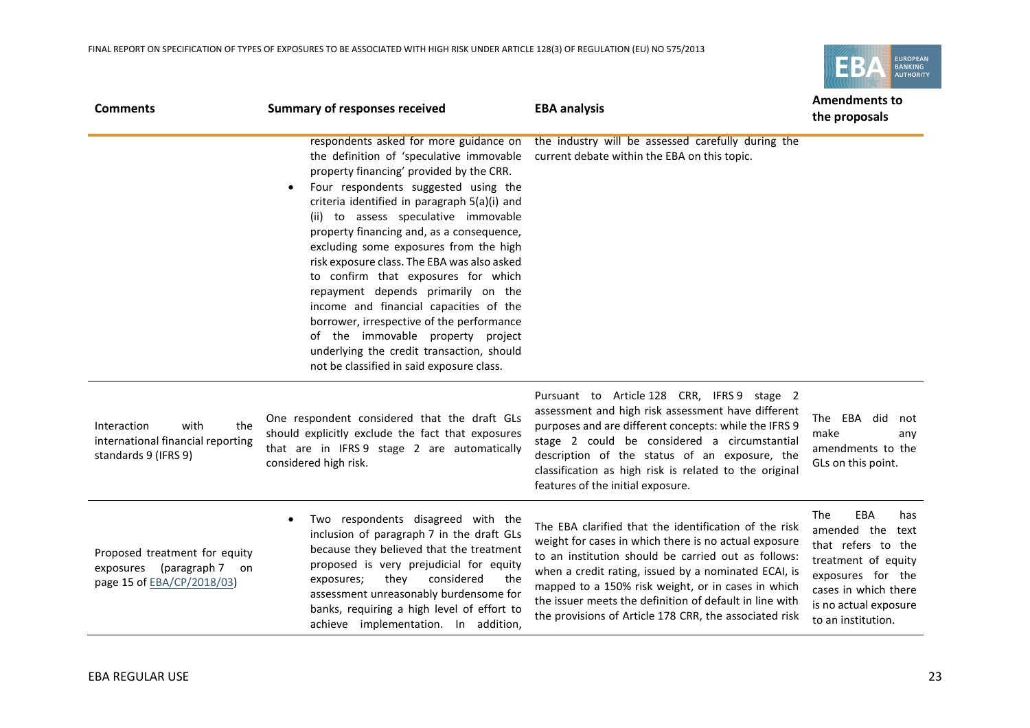| Comments | Summary of responses received | EBA analysis | Amendments to the proposals |
|---|---|---|---|
| | respondents asked for more guidance on the definition of 'speculative immovable property financing' provided by the CRR.<br>• Four respondents suggested using the criteria identified in paragraph 5(a)(i) and (ii) to assess speculative immovable property financing and, as a consequence, excluding some exposures from the high risk exposure class. The EBA was also asked to confirm that exposures for which repayment depends primarily on the income and financial capacities of the borrower, irrespective of the performance of the immovable property project underlying the credit transaction, should not be classified in said exposure class. | the industry will be assessed carefully during the current debate within the EBA on this topic. | |
| Interaction with the international financial reporting standards 9 (IFRS 9) | One respondent considered that the draft GLs should explicitly exclude the fact that exposures that are in IFRS 9 stage 2 are automatically considered high risk. | Pursuant to Article 128 CRR, IFRS 9 stage 2 assessment and high risk assessment have different purposes and are different concepts: while the IFRS 9 stage 2 could be considered a circumstantial description of the status of an exposure, the classification as high risk is related to the original features of the initial exposure. | The EBA did not make any amendments to the GLs on this point. |
| Proposed treatment for equity exposures (paragraph 7 on page 15 of EBA/CP/2018/03) | • Two respondents disagreed with the inclusion of paragraph 7 in the draft GLs because they believed that the treatment proposed is very prejudicial for equity exposures; they considered the assessment unreasonably burdensome for banks, requiring a high level of effort to achieve implementation. In addition, | The EBA clarified that the identification of the risk weight for cases in which there is no actual exposure to an institution should be carried out as follows: when a credit rating, issued by a nominated ECAI, is mapped to a 150% risk weight, or in cases in which the issuer meets the definition of default in line with the provisions of Article 178 CRR, the associated risk | The EBA has amended the text that refers to the treatment of equity exposures for the cases in which there is no actual exposure to an institution. |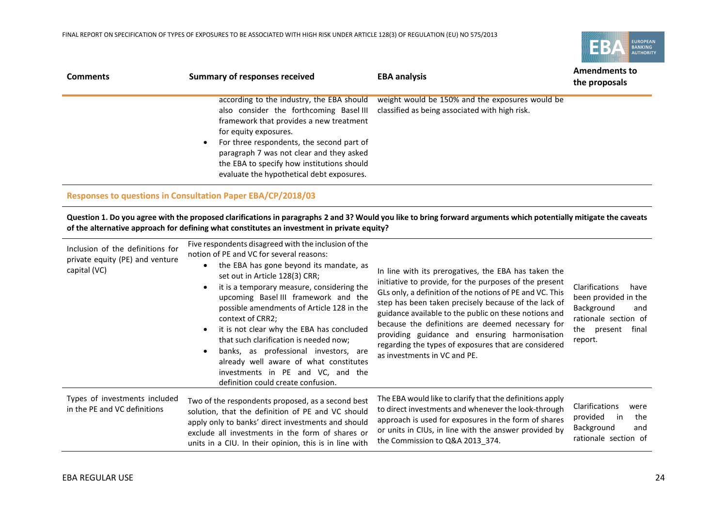| Comments | Summary of responses received | EBA analysis | Amendments to the proposals |
|---|---|---|---|
| | according to the industry, the EBA should also consider the forthcoming Basel III framework that provides a new treatment for equity exposures.<br>• For three respondents, the second part of paragraph 7 was not clear and they asked the EBA to specify how institutions should evaluate the hypothetical debt exposures. | weight would be 150% and the exposures would be classified as being associated with high risk. | |

**Responses to questions in Consultation Paper EBA/CP/2018/03**

**Question 1. Do you agree with the proposed clarifications in paragraphs 2 and 3? Would you like to bring forward arguments which potentially mitigate the caveats of the alternative approach for defining what constitutes an investment in private equity?**

| Comments | Summary of responses received | EBA analysis | Amendments to the proposals |
|---|---|---|---|
| Inclusion of the definitions for private equity (PE) and venture capital (VC) | Five respondents disagreed with the inclusion of the notion of PE and VC for several reasons:<br>• the EBA has gone beyond its mandate, as set out in Article 128(3) CRR;<br>• it is a temporary measure, considering the upcoming Basel III framework and the possible amendments of Article 128 in the context of CRR2;<br>• it is not clear why the EBA has concluded that such clarification is needed now;<br>• banks, as professional investors, are already well aware of what constitutes investments in PE and VC, and the definition could create confusion. | In line with its prerogatives, the EBA has taken the initiative to provide, for the purposes of the present GLs only, a definition of the notions of PE and VC. This step has been taken precisely because of the lack of guidance available to the public on these notions and because the definitions are deemed necessary for providing guidance and ensuring harmonisation regarding the types of exposures that are considered as investments in VC and PE. | Clarifications have been provided in the Background and rationale section of the present final report. |
| Types of investments included in the PE and VC definitions | Two of the respondents proposed, as a second best solution, that the definition of PE and VC should apply only to banks' direct investments and should exclude all investments in the form of shares or units in a CIU. In their opinion, this is in line with | The EBA would like to clarify that the definitions apply to direct investments and whenever the look-through approach is used for exposures in the form of shares or units in CIUs, in line with the answer provided by the Commission to Q&A 2013_374. | Clarifications were provided in the Background and rationale section of |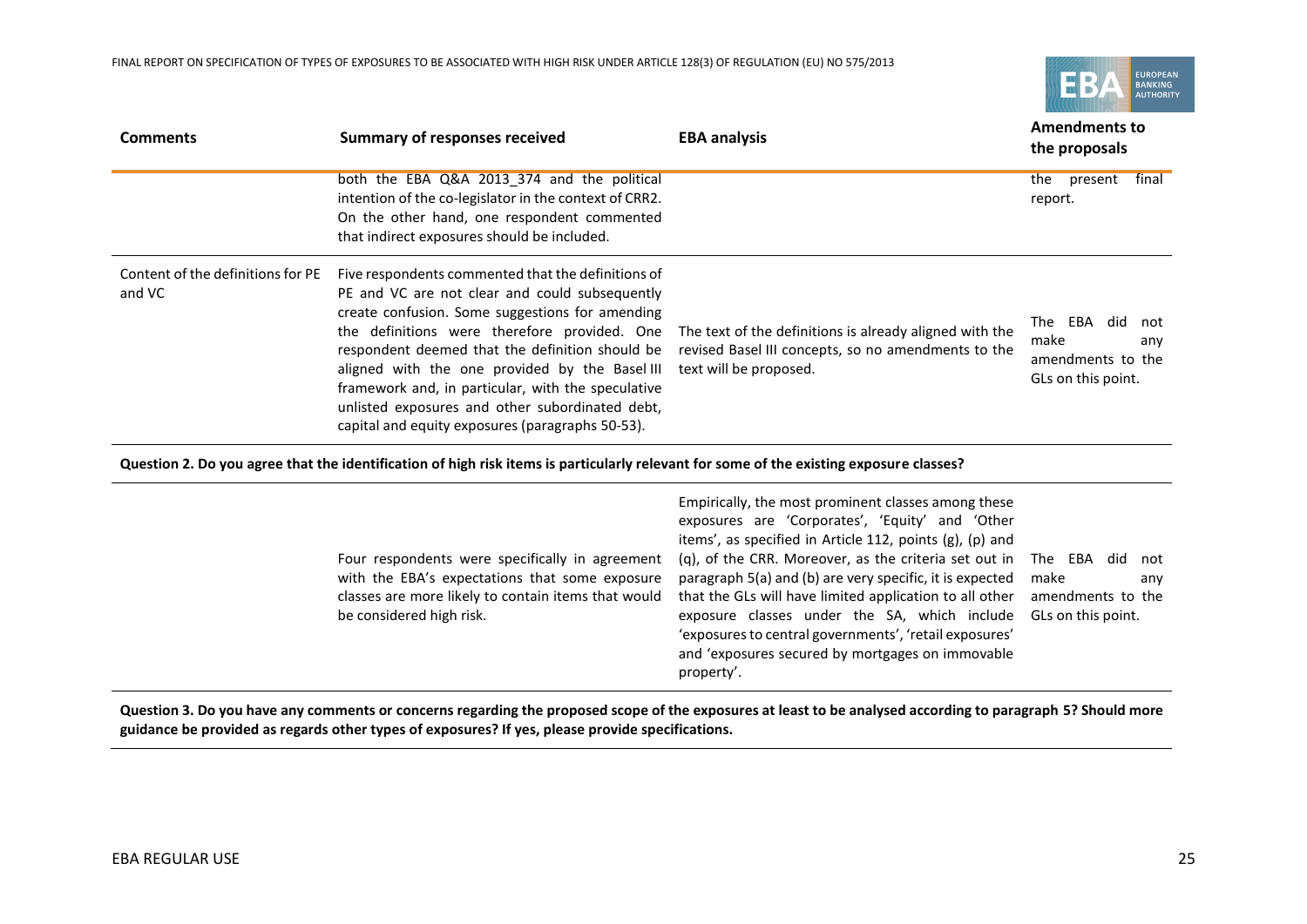| Comments | Summary of responses received | EBA analysis | Amendments to the proposals |
|---|---|---|---|
| | both the EBA Q&A 2013_374 and the political intention of the co-legislator in the context of CRR2. On the other hand, one respondent commented that indirect exposures should be included. | | the present final report. |
| Content of the definitions for PE and VC | Five respondents commented that the definitions of PE and VC are not clear and could subsequently create confusion. Some suggestions for amending the definitions were therefore provided. One respondent deemed that the definition should be aligned with the one provided by the Basel III framework and, in particular, with the speculative unlisted exposures and other subordinated debt, capital and equity exposures (paragraphs 50-53). | The text of the definitions is already aligned with the revised Basel III concepts, so no amendments to the text will be proposed. | The EBA did not make any amendments to the GLs on this point. |
| **Question 2. Do you agree that the identification of high risk items is particularly relevant for some of the existing exposure classes?** | | | |
| | Four respondents were specifically in agreement with the EBA's expectations that some exposure classes are more likely to contain items that would be considered high risk. | Empirically, the most prominent classes among these exposures are 'Corporates', 'Equity' and 'Other items', as specified in Article 112, points (g), (p) and (q), of the CRR. Moreover, as the criteria set out in paragraph 5(a) and (b) are very specific, it is expected that the GLs will have limited application to all other exposure classes under the SA, which include 'exposures to central governments', 'retail exposures' and 'exposures secured by mortgages on immovable property'. | The EBA did not make any amendments to the GLs on this point. |
| **Question 3. Do you have any comments or concerns regarding the proposed scope of the exposures at least to be analysed according to paragraph 5? Should more guidance be provided as regards other types of exposures? If yes, please provide specifications.** | | | |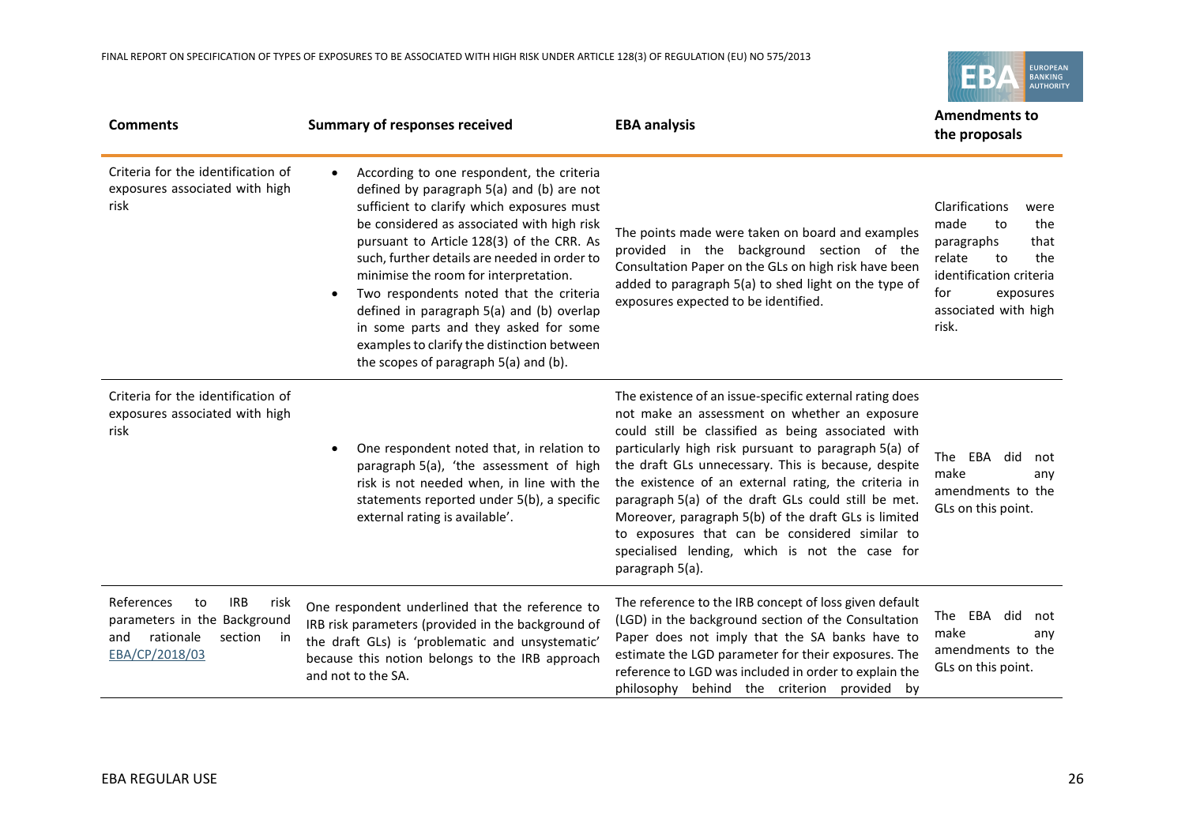| Comments | Summary of responses received | EBA analysis | Amendments to the proposals |
|---|---|---|---|
| Criteria for the identification of exposures associated with high risk | • According to one respondent, the criteria defined by paragraph 5(a) and (b) are not sufficient to clarify which exposures must be considered as associated with high risk pursuant to Article 128(3) of the CRR. As such, further details are needed in order to minimise the room for interpretation.<br>• Two respondents noted that the criteria defined in paragraph 5(a) and (b) overlap in some parts and they asked for some examples to clarify the distinction between the scopes of paragraph 5(a) and (b). | The points made were taken on board and examples provided in the background section of the Consultation Paper on the GLs on high risk have been added to paragraph 5(a) to shed light on the type of exposures expected to be identified. | Clarifications were made to the paragraphs that relate to the identification criteria for exposures associated with high risk. |
| Criteria for the identification of exposures associated with high risk | • One respondent noted that, in relation to paragraph 5(a), 'the assessment of high risk is not needed when, in line with the statements reported under 5(b), a specific external rating is available'. | The existence of an issue-specific external rating does not make an assessment on whether an exposure could still be classified as being associated with particularly high risk pursuant to paragraph 5(a) of the draft GLs unnecessary. This is because, despite the existence of an external rating, the criteria in paragraph 5(a) of the draft GLs could still be met. Moreover, paragraph 5(b) of the draft GLs is limited to exposures that can be considered similar to specialised lending, which is not the case for paragraph 5(a). | The EBA did not make any amendments to the GLs on this point. |
| References to IRB risk parameters in the Background and rationale section in EBA/CP/2018/03 | One respondent underlined that the reference to IRB risk parameters (provided in the background of the draft GLs) is 'problematic and unsystematic' because this notion belongs to the IRB approach and not to the SA. | The reference to the IRB concept of loss given default (LGD) in the background section of the Consultation Paper does not imply that the SA banks have to estimate the LGD parameter for their exposures. The reference to LGD was included in order to explain the philosophy behind the criterion provided by | The EBA did not make any amendments to the GLs on this point. |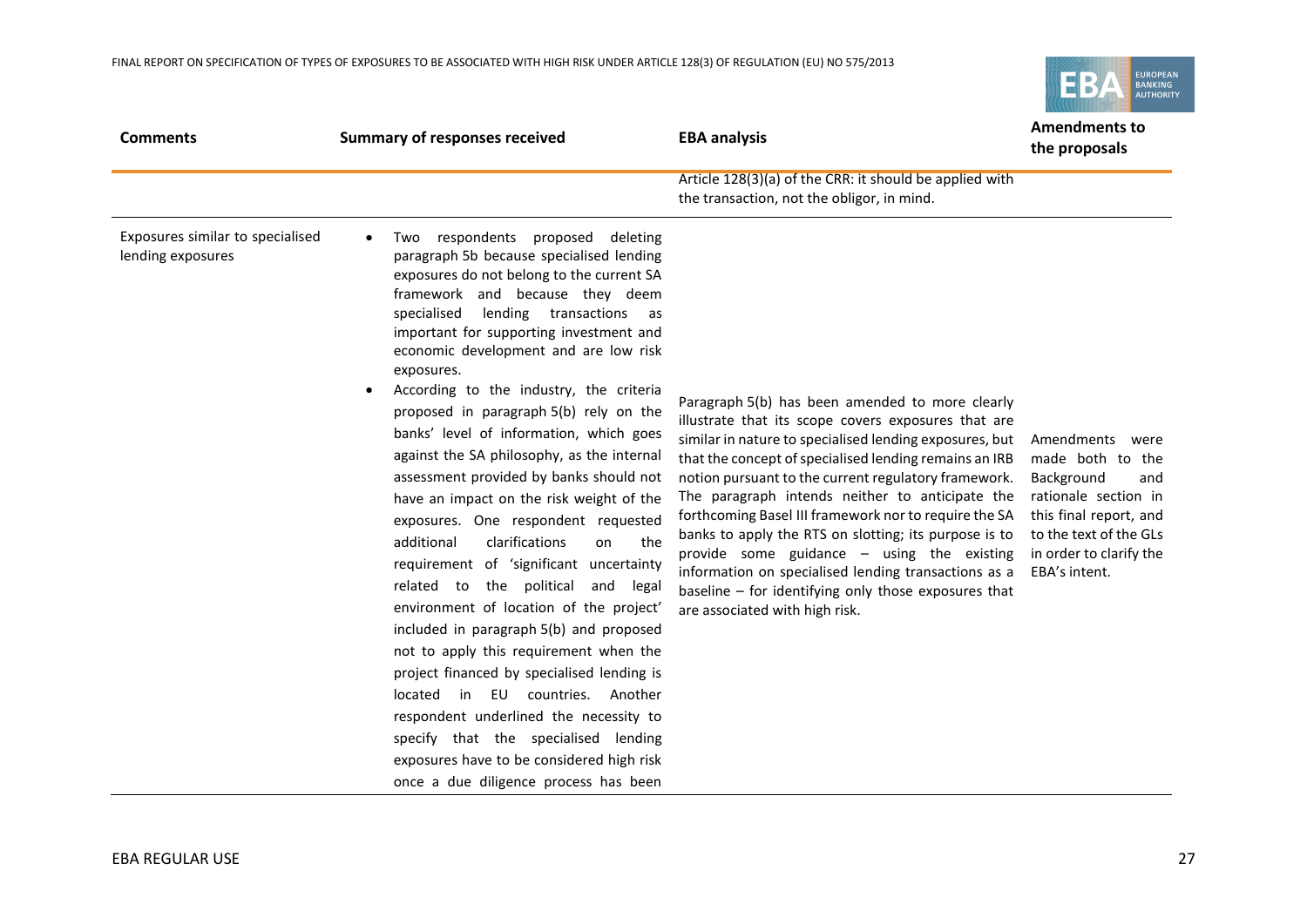| Comments | Summary of responses received | EBA analysis | Amendments to the proposals |
|---|---|---|---|
| | | Article 128(3)(a) of the CRR: it should be applied with the transaction, not the obligor, in mind. | |
| Exposures similar to specialised lending exposures | • Two respondents proposed deleting paragraph 5b because specialised lending exposures do not belong to the current SA framework and because they deem specialised lending transactions as important for supporting investment and economic development and are low risk exposures.<br>• According to the industry, the criteria proposed in paragraph 5(b) rely on the banks' level of information, which goes against the SA philosophy, as the internal assessment provided by banks should not have an impact on the risk weight of the exposures. One respondent requested additional clarifications on the requirement of 'significant uncertainty related to the political and legal environment of location of the project' included in paragraph 5(b) and proposed not to apply this requirement when the project financed by specialised lending is located in EU countries. Another respondent underlined the necessity to specify that the specialised lending exposures have to be considered high risk once a due diligence process has been | Paragraph 5(b) has been amended to more clearly illustrate that its scope covers exposures that are similar in nature to specialised lending exposures, but that the concept of specialised lending remains an IRB notion pursuant to the current regulatory framework. The paragraph intends neither to anticipate the forthcoming Basel III framework nor to require the SA banks to apply the RTS on slotting; its purpose is to provide some guidance – using the existing information on specialised lending transactions as a baseline – for identifying only those exposures that are associated with high risk. | Amendments were made both to the Background and rationale section in this final report, and to the text of the GLs in order to clarify the EBA's intent. |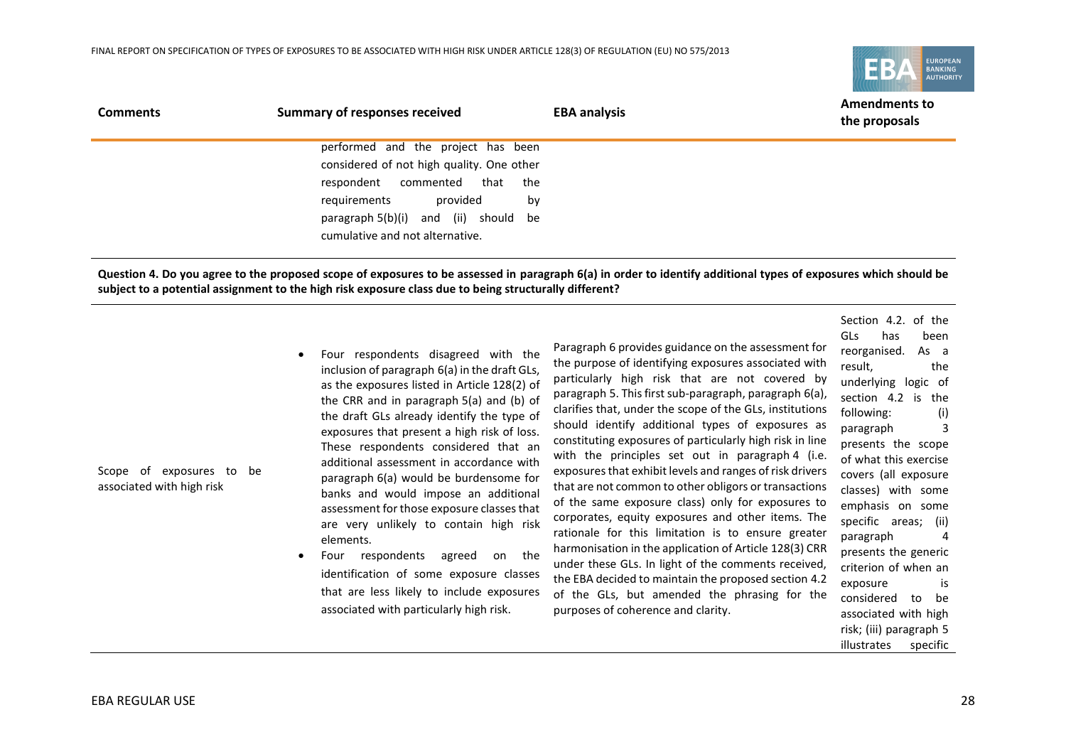| Comments | Summary of responses received | EBA analysis | Amendments to the proposals |
|---|---|---|---|
| | performed and the project has been considered of not high quality. One other respondent commented that the requirements provided by paragraph 5(b)(i) and (ii) should be cumulative and not alternative. | | |

**Question 4. Do you agree to the proposed scope of exposures to be assessed in paragraph 6(a) in order to identify additional types of exposures which should be subject to a potential assignment to the high risk exposure class due to being structurally different?**

| Comments | Summary of responses received | EBA analysis | Amendments to the proposals |
|---|---|---|---|
| Scope of exposures to be associated with high risk | • Four respondents disagreed with the inclusion of paragraph 6(a) in the draft GLs, as the exposures listed in Article 128(2) of the CRR and in paragraph 5(a) and (b) of the draft GLs already identify the type of exposures that present a high risk of loss. These respondents considered that an additional assessment in accordance with paragraph 6(a) would be burdensome for banks and would impose an additional assessment for those exposure classes that are very unlikely to contain high risk elements.<br>• Four respondents agreed on the identification of some exposure classes that are less likely to include exposures associated with particularly high risk. | Paragraph 6 provides guidance on the assessment for the purpose of identifying exposures associated with particularly high risk that are not covered by paragraph 5. This first sub-paragraph, paragraph 6(a), clarifies that, under the scope of the GLs, institutions should identify additional types of exposures as constituting exposures of particularly high risk in line with the principles set out in paragraph 4 (i.e. exposures that exhibit levels and ranges of risk drivers that are not common to other obligors or transactions of the same exposure class) only for exposures to corporates, equity exposures and other items. The rationale for this limitation is to ensure greater harmonisation in the application of Article 128(3) CRR under these GLs. In light of the comments received, the EBA decided to maintain the proposed section 4.2 of the GLs, but amended the phrasing for the purposes of coherence and clarity. | Section 4.2. of the GLs has been reorganised. As a result, the underlying logic of section 4.2 is the following: (i) paragraph 3 presents the scope of what this exercise covers (all exposure classes) with some emphasis on some specific areas; (ii) paragraph 4 presents the generic criterion of when an exposure is considered to be associated with high risk; (iii) paragraph 5 illustrates specific |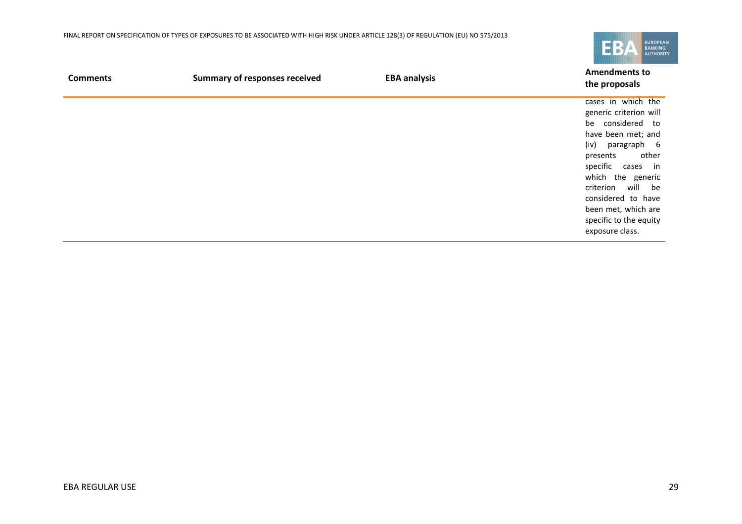| Comments | Summary of responses received | EBA analysis | Amendments to the proposals |
|---|---|---|---|
| | | | cases in which the generic criterion will be considered to have been met; and (iv) paragraph 6 presents other specific cases in which the generic criterion will be considered to have been met, which are specific to the equity exposure class. |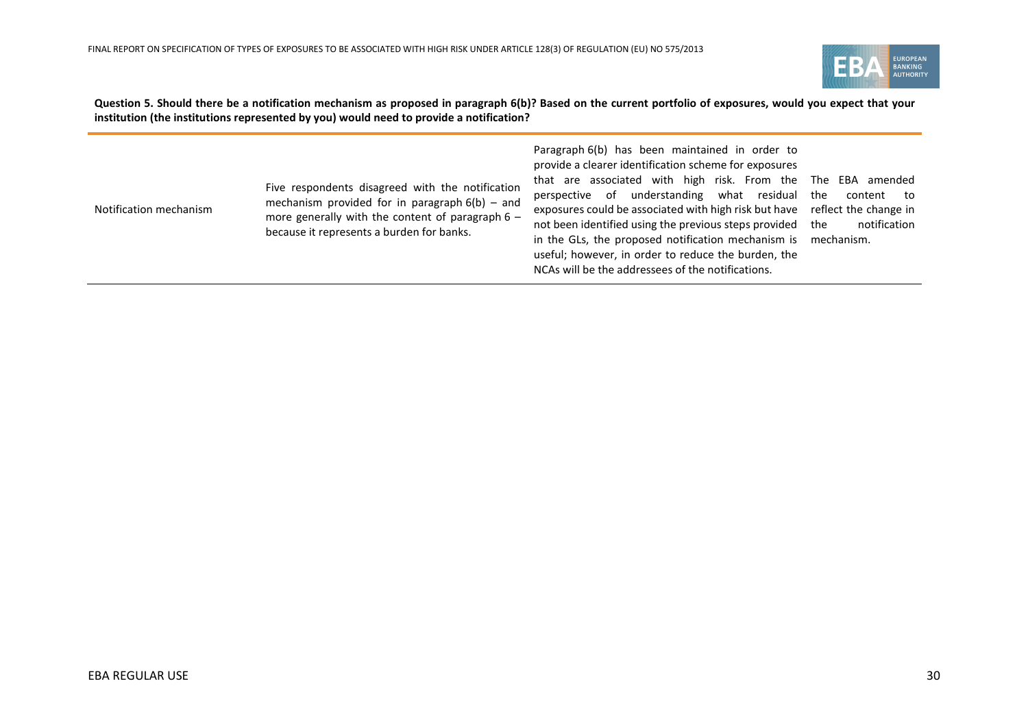**Question 5. Should there be a notification mechanism as proposed in paragraph 6(b)? Based on the current portfolio of exposures, would you expect that your institution (the institutions represented by you) would need to provide a notification?**

| | | | |
|---|---|---|---|
| Notification mechanism | Five respondents disagreed with the notification mechanism provided for in paragraph 6(b) – and more generally with the content of paragraph 6 – because it represents a burden for banks. | Paragraph 6(b) has been maintained in order to provide a clearer identification scheme for exposures that are associated with high risk. From the perspective of understanding what residual exposures could be associated with high risk but have not been identified using the previous steps provided in the GLs, the proposed notification mechanism is useful; however, in order to reduce the burden, the NCAs will be the addressees of the notifications. | The EBA amended the content to reflect the change in the notification mechanism. |